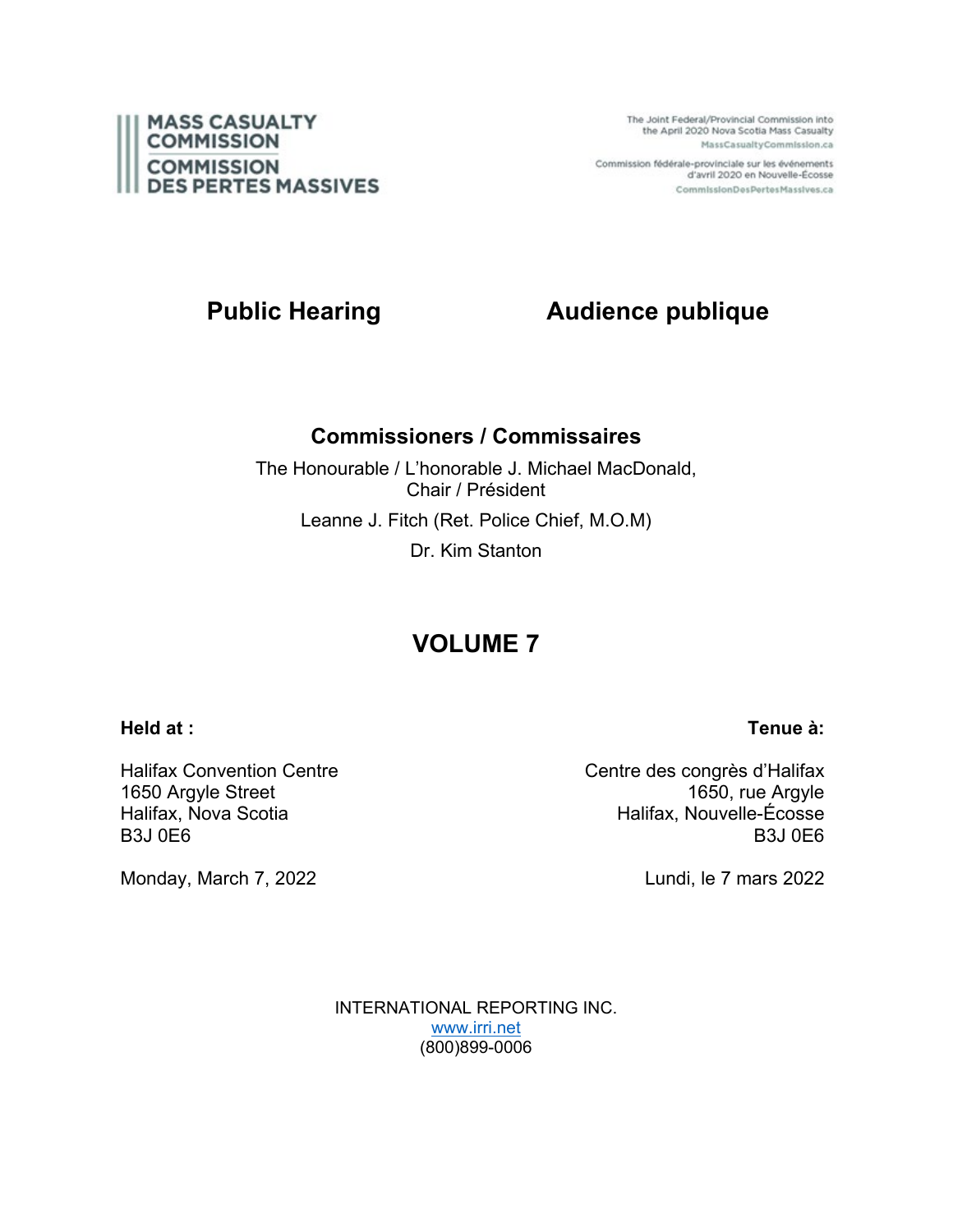**MASS CASUALTY COMMISSION**
**COMMISSION DES PERTES MASSIVES**

The Joint Federal/Provincial Commission into the April 2020 Nova Scotia Mass Casualty
MassCasualtyCommission.ca

Commission fédérale-provinciale sur les événements d'avril 2020 en Nouvelle-Écosse
CommissionDesPertesMassives.ca

# Public Hearing — Audience publique

## Commissioners / Commissaires

The Honourable / L'honorable J. Michael MacDonald, Chair / Président

Leanne J. Fitch (Ret. Police Chief, M.O.M)

Dr. Kim Stanton

# VOLUME 7

**Held at :**

Halifax Convention Centre
1650 Argyle Street
Halifax, Nova Scotia
B3J 0E6

Monday, March 7, 2022

**Tenue à:**

Centre des congrès d'Halifax
1650, rue Argyle
Halifax, Nouvelle-Écosse
B3J 0E6

Lundi, le 7 mars 2022

INTERNATIONAL REPORTING INC.
www.irri.net
(800)899-0006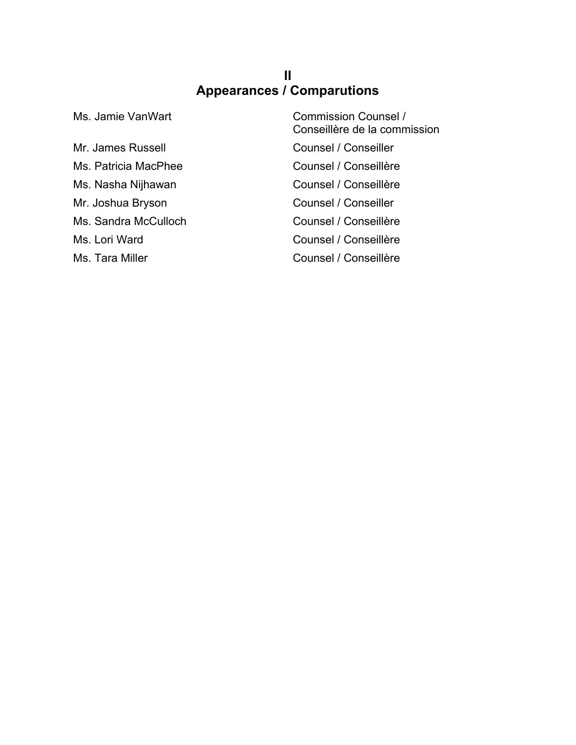## II
## Appearances / Comparutions

| | |
|---|---|
| Ms. Jamie VanWart | Commission Counsel / Conseillère de la commission |
| Mr. James Russell | Counsel / Conseiller |
| Ms. Patricia MacPhee | Counsel / Conseillère |
| Ms. Nasha Nijhawan | Counsel / Conseillère |
| Mr. Joshua Bryson | Counsel / Conseiller |
| Ms. Sandra McCulloch | Counsel / Conseillère |
| Ms. Lori Ward | Counsel / Conseillère |
| Ms. Tara Miller | Counsel / Conseillère |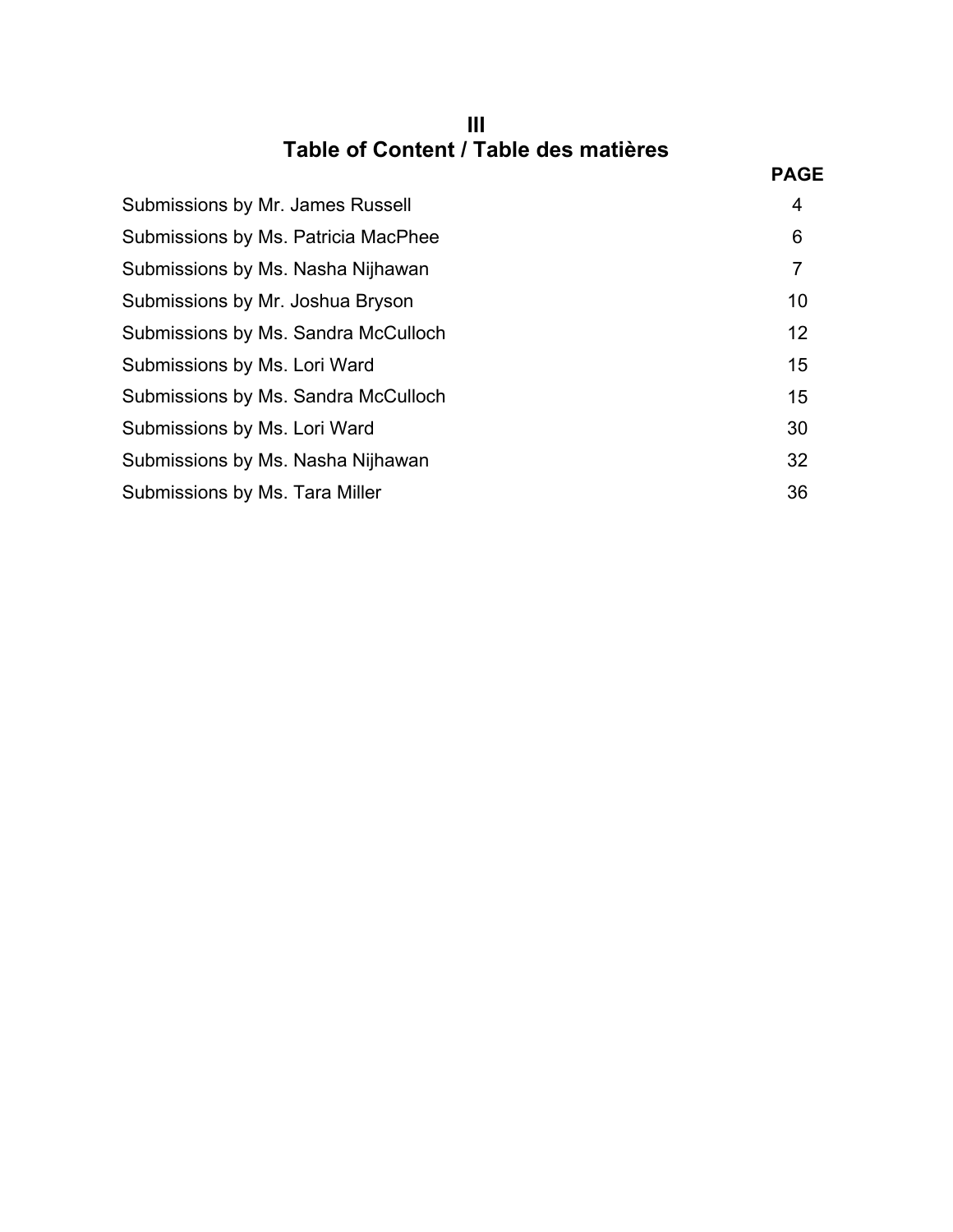# III
# Table of Content / Table des matières

| | PAGE |
|---|---|
| Submissions by Mr. James Russell | 4 |
| Submissions by Ms. Patricia MacPhee | 6 |
| Submissions by Ms. Nasha Nijhawan | 7 |
| Submissions by Mr. Joshua Bryson | 10 |
| Submissions by Ms. Sandra McCulloch | 12 |
| Submissions by Ms. Lori Ward | 15 |
| Submissions by Ms. Sandra McCulloch | 15 |
| Submissions by Ms. Lori Ward | 30 |
| Submissions by Ms. Nasha Nijhawan | 32 |
| Submissions by Ms. Tara Miller | 36 |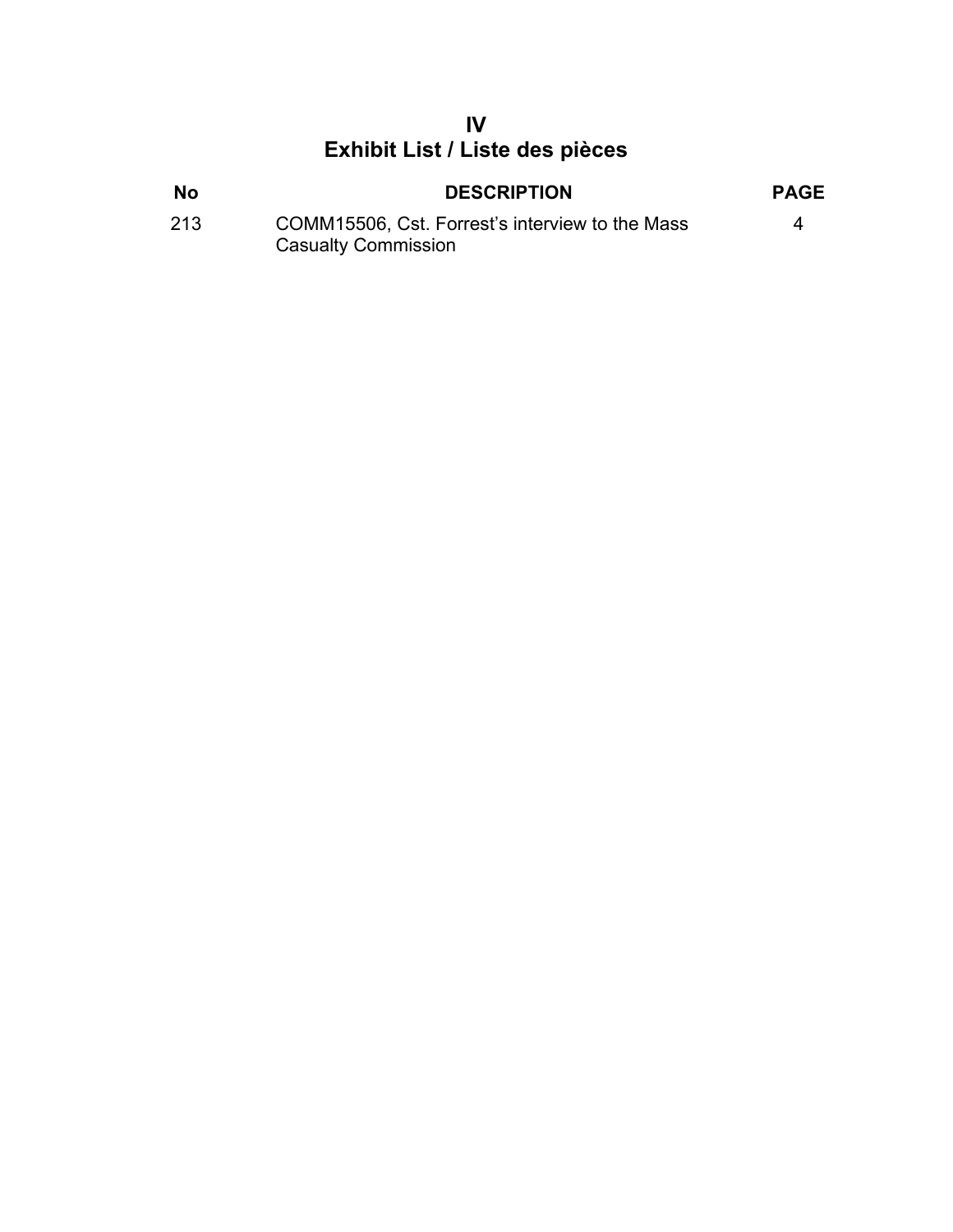# IV
# Exhibit List / Liste des pièces

| No | DESCRIPTION | PAGE |
|---|---|---|
| 213 | COMM15506, Cst. Forrest's interview to the Mass Casualty Commission | 4 |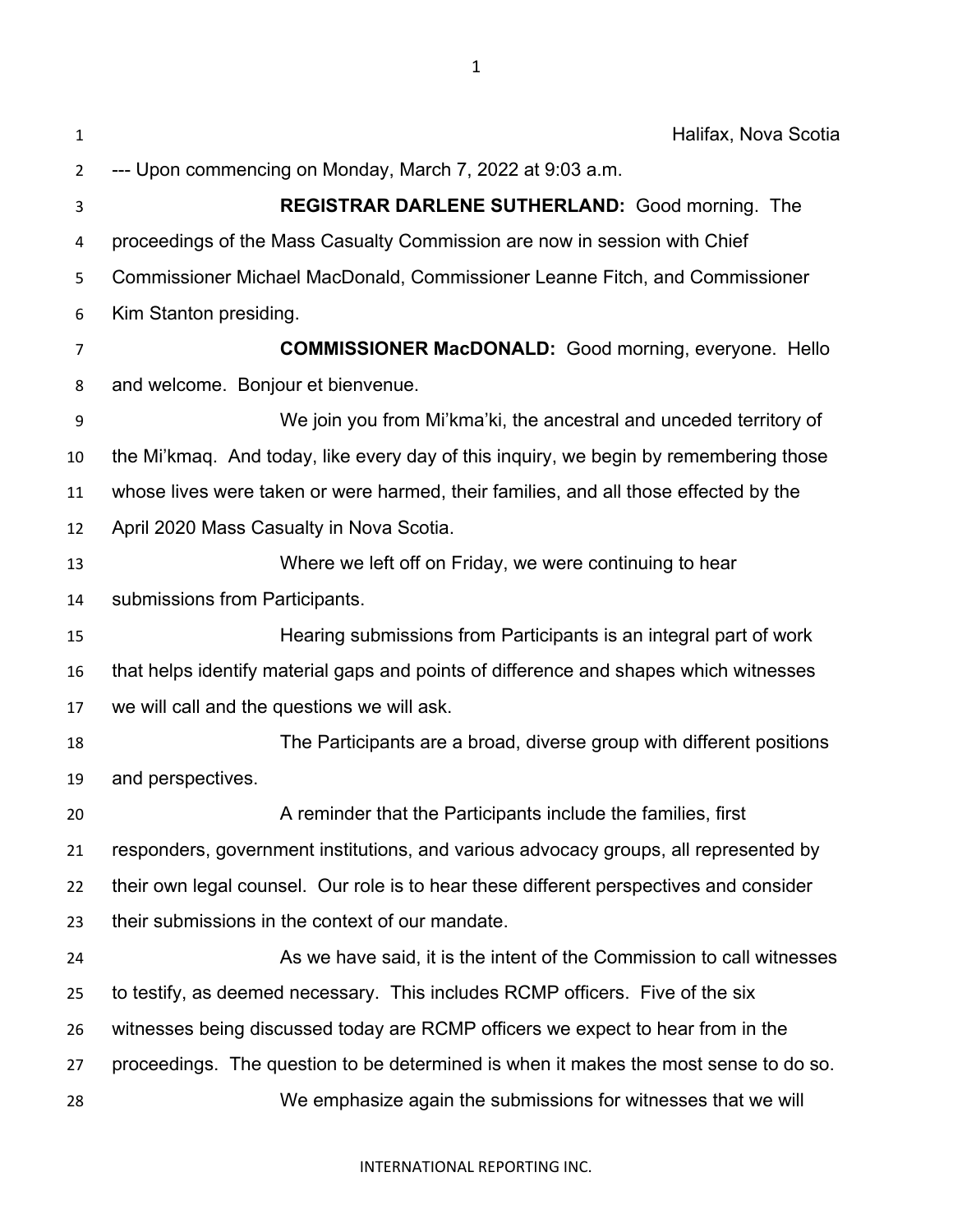Halifax, Nova Scotia

--- Upon commencing on Monday, March 7, 2022 at 9:03 a.m.

**REGISTRAR DARLENE SUTHERLAND:** Good morning. The proceedings of the Mass Casualty Commission are now in session with Chief Commissioner Michael MacDonald, Commissioner Leanne Fitch, and Commissioner Kim Stanton presiding.

**COMMISSIONER MacDONALD:** Good morning, everyone. Hello and welcome. Bonjour et bienvenue.

We join you from Mi'kma'ki, the ancestral and unceded territory of the Mi'kmaq. And today, like every day of this inquiry, we begin by remembering those whose lives were taken or were harmed, their families, and all those effected by the April 2020 Mass Casualty in Nova Scotia.

Where we left off on Friday, we were continuing to hear submissions from Participants.

Hearing submissions from Participants is an integral part of work that helps identify material gaps and points of difference and shapes which witnesses we will call and the questions we will ask.

The Participants are a broad, diverse group with different positions and perspectives.

A reminder that the Participants include the families, first responders, government institutions, and various advocacy groups, all represented by their own legal counsel. Our role is to hear these different perspectives and consider their submissions in the context of our mandate.

As we have said, it is the intent of the Commission to call witnesses to testify, as deemed necessary. This includes RCMP officers. Five of the six witnesses being discussed today are RCMP officers we expect to hear from in the proceedings. The question to be determined is when it makes the most sense to do so.

We emphasize again the submissions for witnesses that we will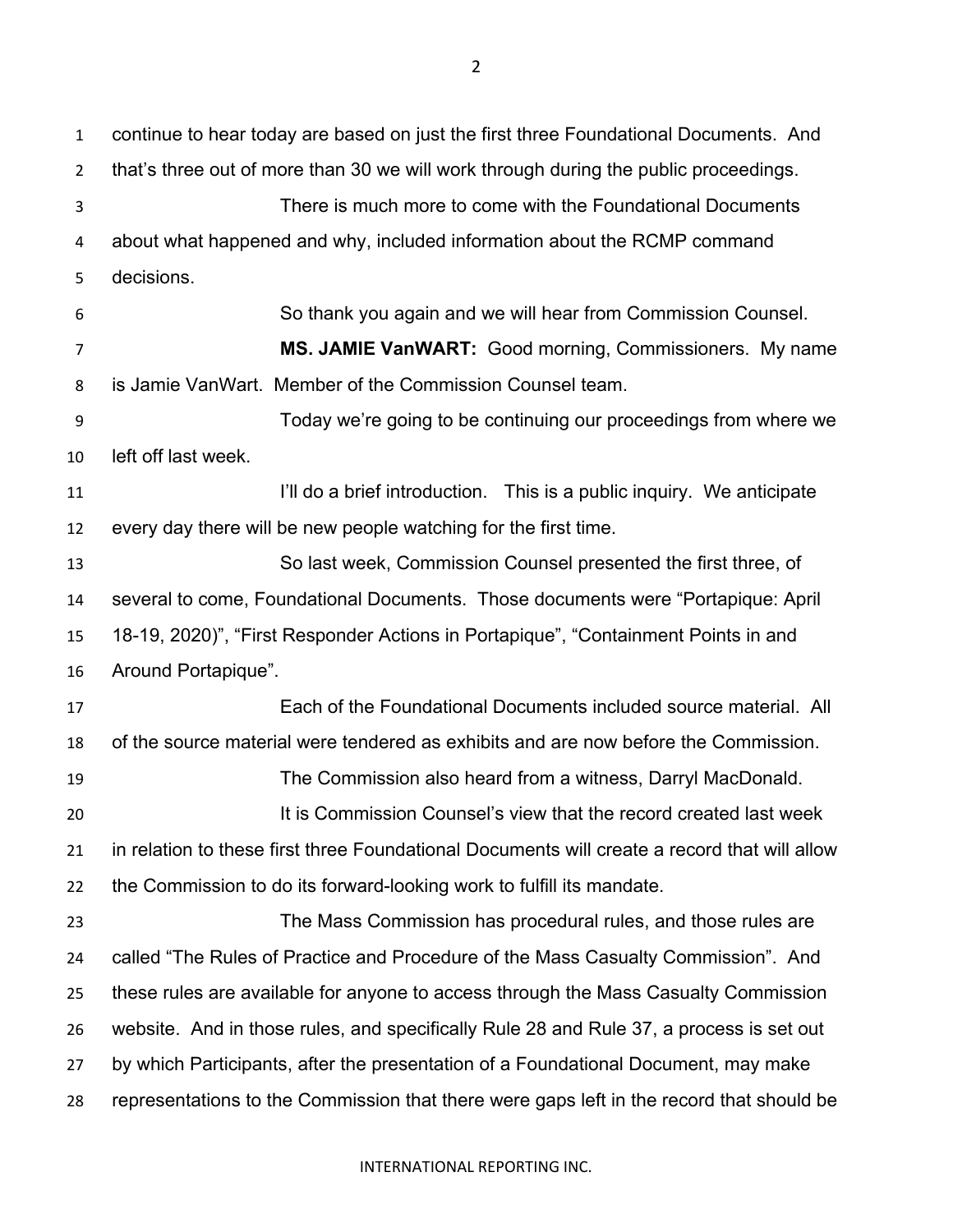continue to hear today are based on just the first three Foundational Documents. And that's three out of more than 30 we will work through during the public proceedings.

There is much more to come with the Foundational Documents about what happened and why, included information about the RCMP command decisions.

So thank you again and we will hear from Commission Counsel.

**MS. JAMIE VanWART:** Good morning, Commissioners. My name is Jamie VanWart. Member of the Commission Counsel team.

Today we're going to be continuing our proceedings from where we left off last week.

I'll do a brief introduction. This is a public inquiry. We anticipate every day there will be new people watching for the first time.

So last week, Commission Counsel presented the first three, of several to come, Foundational Documents. Those documents were "Portapique: April 18-19, 2020)", "First Responder Actions in Portapique", "Containment Points in and Around Portapique".

Each of the Foundational Documents included source material. All of the source material were tendered as exhibits and are now before the Commission.

The Commission also heard from a witness, Darryl MacDonald.

It is Commission Counsel's view that the record created last week in relation to these first three Foundational Documents will create a record that will allow the Commission to do its forward-looking work to fulfill its mandate.

The Mass Commission has procedural rules, and those rules are called "The Rules of Practice and Procedure of the Mass Casualty Commission". And these rules are available for anyone to access through the Mass Casualty Commission website. And in those rules, and specifically Rule 28 and Rule 37, a process is set out by which Participants, after the presentation of a Foundational Document, may make representations to the Commission that there were gaps left in the record that should be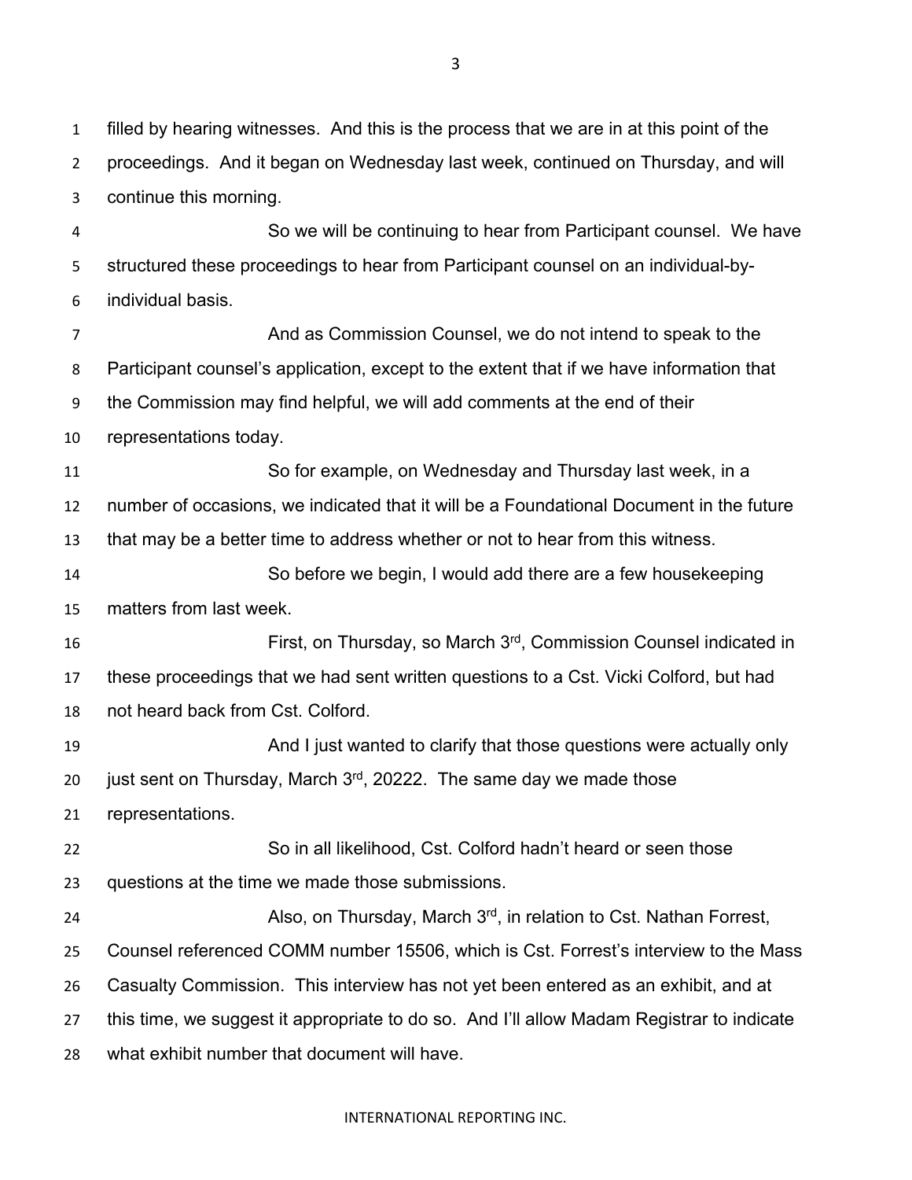filled by hearing witnesses. And this is the process that we are in at this point of the proceedings. And it began on Wednesday last week, continued on Thursday, and will continue this morning.

So we will be continuing to hear from Participant counsel. We have structured these proceedings to hear from Participant counsel on an individual-by-individual basis.

And as Commission Counsel, we do not intend to speak to the Participant counsel's application, except to the extent that if we have information that the Commission may find helpful, we will add comments at the end of their representations today.

So for example, on Wednesday and Thursday last week, in a number of occasions, we indicated that it will be a Foundational Document in the future that may be a better time to address whether or not to hear from this witness.

So before we begin, I would add there are a few housekeeping matters from last week.

First, on Thursday, so March 3rd, Commission Counsel indicated in these proceedings that we had sent written questions to a Cst. Vicki Colford, but had not heard back from Cst. Colford.

And I just wanted to clarify that those questions were actually only just sent on Thursday, March 3rd, 20222. The same day we made those representations.

So in all likelihood, Cst. Colford hadn't heard or seen those questions at the time we made those submissions.

Also, on Thursday, March 3rd, in relation to Cst. Nathan Forrest, Counsel referenced COMM number 15506, which is Cst. Forrest's interview to the Mass Casualty Commission. This interview has not yet been entered as an exhibit, and at this time, we suggest it appropriate to do so. And I'll allow Madam Registrar to indicate what exhibit number that document will have.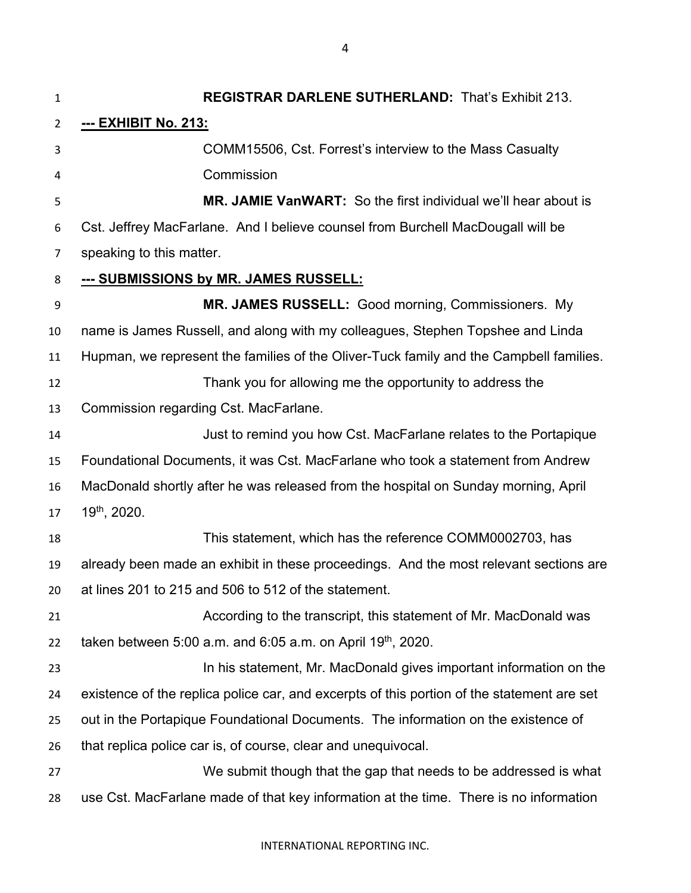**REGISTRAR DARLENE SUTHERLAND:** That's Exhibit 213.

**--- EXHIBIT No. 213:**

COMM15506, Cst. Forrest's interview to the Mass Casualty Commission

**MR. JAMIE VanWART:** So the first individual we'll hear about is Cst. Jeffrey MacFarlane. And I believe counsel from Burchell MacDougall will be speaking to this matter.

**--- SUBMISSIONS by MR. JAMES RUSSELL:**

**MR. JAMES RUSSELL:** Good morning, Commissioners. My name is James Russell, and along with my colleagues, Stephen Topshee and Linda Hupman, we represent the families of the Oliver-Tuck family and the Campbell families.

Thank you for allowing me the opportunity to address the Commission regarding Cst. MacFarlane.

Just to remind you how Cst. MacFarlane relates to the Portapique Foundational Documents, it was Cst. MacFarlane who took a statement from Andrew MacDonald shortly after he was released from the hospital on Sunday morning, April 19th, 2020.

This statement, which has the reference COMM0002703, has already been made an exhibit in these proceedings. And the most relevant sections are at lines 201 to 215 and 506 to 512 of the statement.

According to the transcript, this statement of Mr. MacDonald was taken between 5:00 a.m. and 6:05 a.m. on April 19th, 2020.

In his statement, Mr. MacDonald gives important information on the existence of the replica police car, and excerpts of this portion of the statement are set out in the Portapique Foundational Documents. The information on the existence of that replica police car is, of course, clear and unequivocal.

We submit though that the gap that needs to be addressed is what use Cst. MacFarlane made of that key information at the time. There is no information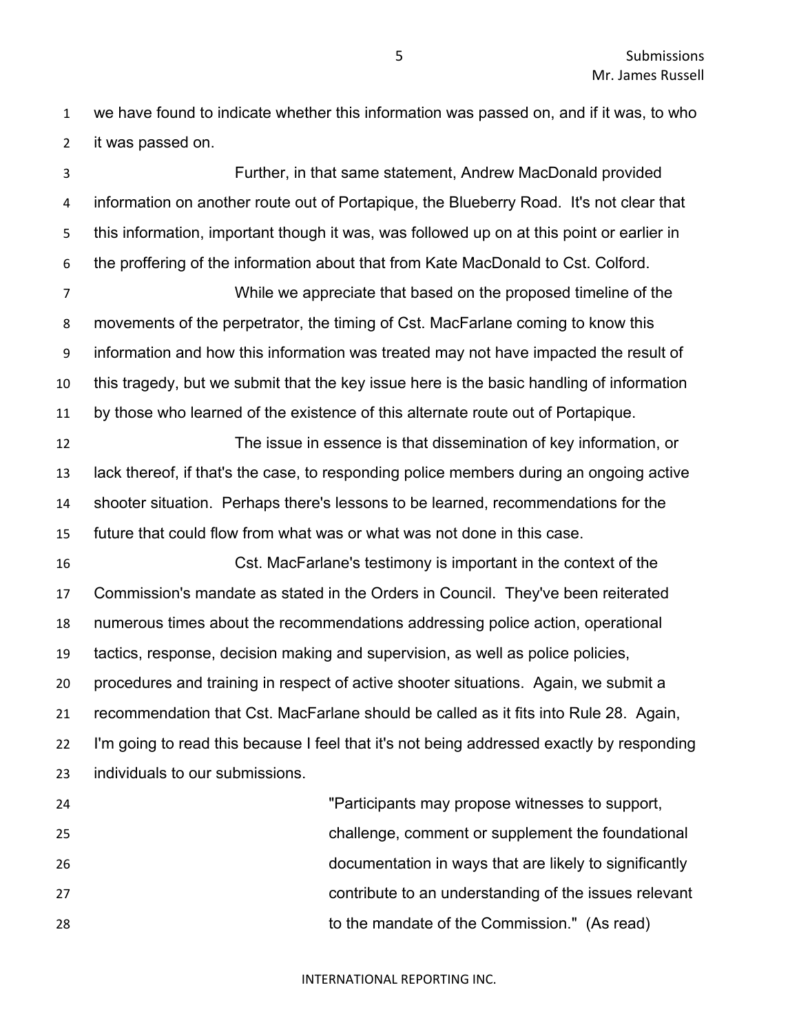we have found to indicate whether this information was passed on, and if it was, to who it was passed on.

Further, in that same statement, Andrew MacDonald provided information on another route out of Portapique, the Blueberry Road. It's not clear that this information, important though it was, was followed up on at this point or earlier in the proffering of the information about that from Kate MacDonald to Cst. Colford.

While we appreciate that based on the proposed timeline of the movements of the perpetrator, the timing of Cst. MacFarlane coming to know this information and how this information was treated may not have impacted the result of this tragedy, but we submit that the key issue here is the basic handling of information by those who learned of the existence of this alternate route out of Portapique.

The issue in essence is that dissemination of key information, or lack thereof, if that's the case, to responding police members during an ongoing active shooter situation. Perhaps there's lessons to be learned, recommendations for the future that could flow from what was or what was not done in this case.

Cst. MacFarlane's testimony is important in the context of the Commission's mandate as stated in the Orders in Council. They've been reiterated numerous times about the recommendations addressing police action, operational tactics, response, decision making and supervision, as well as police policies, procedures and training in respect of active shooter situations. Again, we submit a recommendation that Cst. MacFarlane should be called as it fits into Rule 28. Again, I'm going to read this because I feel that it's not being addressed exactly by responding individuals to our submissions.

> "Participants may propose witnesses to support, challenge, comment or supplement the foundational documentation in ways that are likely to significantly contribute to an understanding of the issues relevant to the mandate of the Commission." (As read)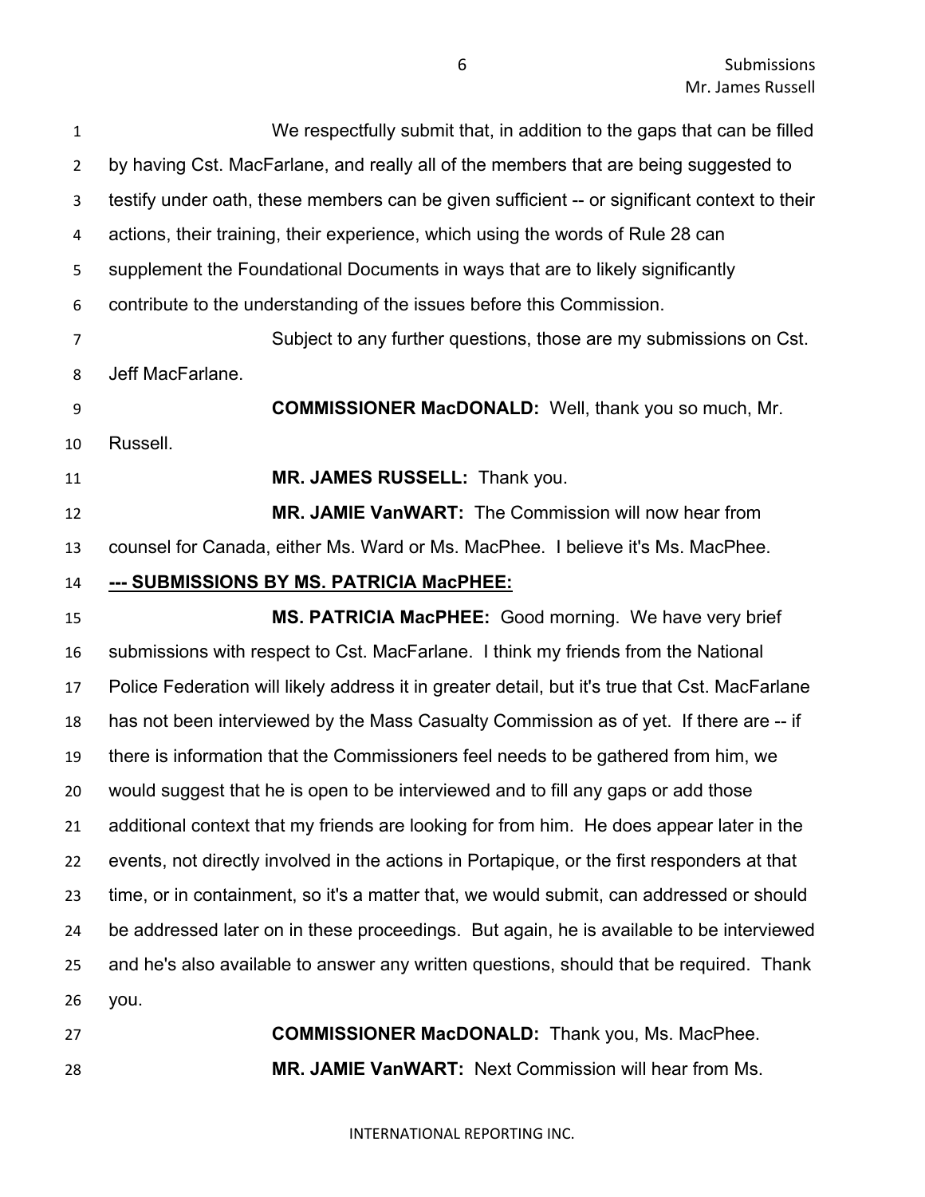We respectfully submit that, in addition to the gaps that can be filled by having Cst. MacFarlane, and really all of the members that are being suggested to testify under oath, these members can be given sufficient -- or significant context to their actions, their training, their experience, which using the words of Rule 28 can supplement the Foundational Documents in ways that are to likely significantly contribute to the understanding of the issues before this Commission.

Subject to any further questions, those are my submissions on Cst. Jeff MacFarlane.

**COMMISSIONER MacDONALD:** Well, thank you so much, Mr. Russell.

**MR. JAMES RUSSELL:** Thank you.

**MR. JAMIE VanWART:** The Commission will now hear from counsel for Canada, either Ms. Ward or Ms. MacPhee. I believe it's Ms. MacPhee.

**--- SUBMISSIONS BY MS. PATRICIA MacPHEE:**

**MS. PATRICIA MacPHEE:** Good morning. We have very brief submissions with respect to Cst. MacFarlane. I think my friends from the National Police Federation will likely address it in greater detail, but it's true that Cst. MacFarlane has not been interviewed by the Mass Casualty Commission as of yet. If there are -- if there is information that the Commissioners feel needs to be gathered from him, we would suggest that he is open to be interviewed and to fill any gaps or add those additional context that my friends are looking for from him. He does appear later in the events, not directly involved in the actions in Portapique, or the first responders at that time, or in containment, so it's a matter that, we would submit, can addressed or should be addressed later on in these proceedings. But again, he is available to be interviewed and he's also available to answer any written questions, should that be required. Thank you.

**COMMISSIONER MacDONALD:** Thank you, Ms. MacPhee.

**MR. JAMIE VanWART:** Next Commission will hear from Ms.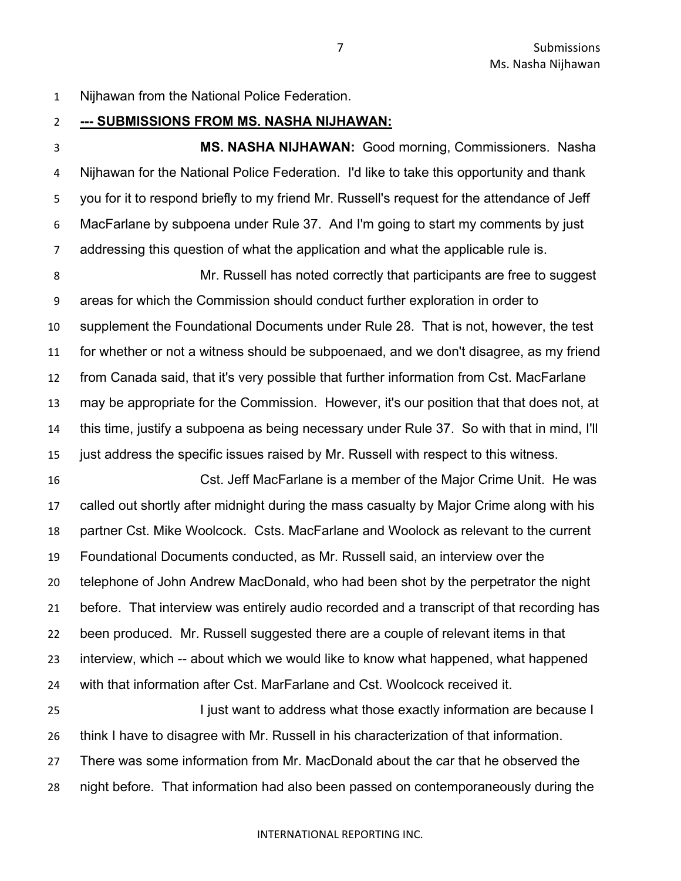Nijhawan from the National Police Federation.

**--- SUBMISSIONS FROM MS. NASHA NIJHAWAN:**

**MS. NASHA NIJHAWAN:** Good morning, Commissioners. Nasha Nijhawan for the National Police Federation. I'd like to take this opportunity and thank you for it to respond briefly to my friend Mr. Russell's request for the attendance of Jeff MacFarlane by subpoena under Rule 37. And I'm going to start my comments by just addressing this question of what the application and what the applicable rule is.

Mr. Russell has noted correctly that participants are free to suggest areas for which the Commission should conduct further exploration in order to supplement the Foundational Documents under Rule 28. That is not, however, the test for whether or not a witness should be subpoenaed, and we don't disagree, as my friend from Canada said, that it's very possible that further information from Cst. MacFarlane may be appropriate for the Commission. However, it's our position that that does not, at this time, justify a subpoena as being necessary under Rule 37. So with that in mind, I'll just address the specific issues raised by Mr. Russell with respect to this witness.

Cst. Jeff MacFarlane is a member of the Major Crime Unit. He was called out shortly after midnight during the mass casualty by Major Crime along with his partner Cst. Mike Woolcock. Csts. MacFarlane and Woolock as relevant to the current Foundational Documents conducted, as Mr. Russell said, an interview over the telephone of John Andrew MacDonald, who had been shot by the perpetrator the night before. That interview was entirely audio recorded and a transcript of that recording has been produced. Mr. Russell suggested there are a couple of relevant items in that interview, which -- about which we would like to know what happened, what happened with that information after Cst. MarFarlane and Cst. Woolcock received it.

I just want to address what those exactly information are because I think I have to disagree with Mr. Russell in his characterization of that information. There was some information from Mr. MacDonald about the car that he observed the night before. That information had also been passed on contemporaneously during the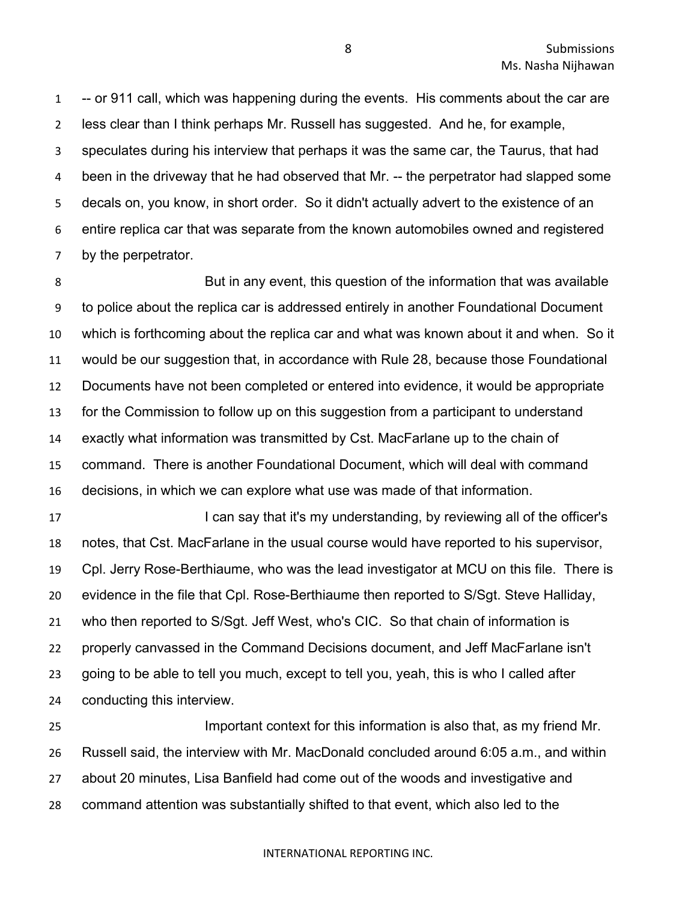-- or 911 call, which was happening during the events. His comments about the car are less clear than I think perhaps Mr. Russell has suggested. And he, for example, speculates during his interview that perhaps it was the same car, the Taurus, that had been in the driveway that he had observed that Mr. -- the perpetrator had slapped some decals on, you know, in short order. So it didn't actually advert to the existence of an entire replica car that was separate from the known automobiles owned and registered by the perpetrator.

But in any event, this question of the information that was available to police about the replica car is addressed entirely in another Foundational Document which is forthcoming about the replica car and what was known about it and when. So it would be our suggestion that, in accordance with Rule 28, because those Foundational Documents have not been completed or entered into evidence, it would be appropriate for the Commission to follow up on this suggestion from a participant to understand exactly what information was transmitted by Cst. MacFarlane up to the chain of command. There is another Foundational Document, which will deal with command decisions, in which we can explore what use was made of that information.

I can say that it's my understanding, by reviewing all of the officer's notes, that Cst. MacFarlane in the usual course would have reported to his supervisor, Cpl. Jerry Rose-Berthiaume, who was the lead investigator at MCU on this file. There is evidence in the file that Cpl. Rose-Berthiaume then reported to S/Sgt. Steve Halliday, who then reported to S/Sgt. Jeff West, who's CIC. So that chain of information is properly canvassed in the Command Decisions document, and Jeff MacFarlane isn't going to be able to tell you much, except to tell you, yeah, this is who I called after conducting this interview.

Important context for this information is also that, as my friend Mr. Russell said, the interview with Mr. MacDonald concluded around 6:05 a.m., and within about 20 minutes, Lisa Banfield had come out of the woods and investigative and command attention was substantially shifted to that event, which also led to the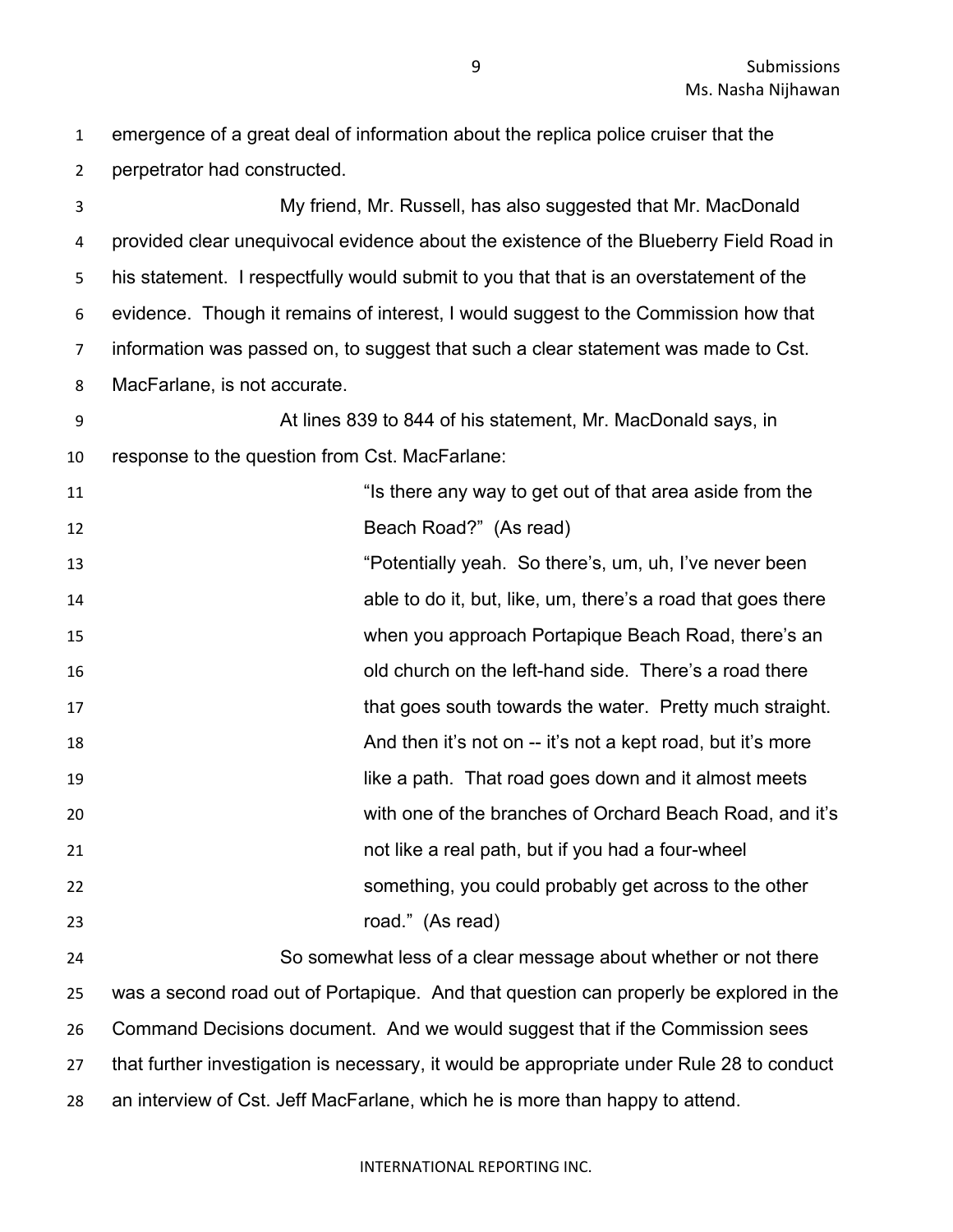emergence of a great deal of information about the replica police cruiser that the perpetrator had constructed.

My friend, Mr. Russell, has also suggested that Mr. MacDonald provided clear unequivocal evidence about the existence of the Blueberry Field Road in his statement. I respectfully would submit to you that that is an overstatement of the evidence. Though it remains of interest, I would suggest to the Commission how that information was passed on, to suggest that such a clear statement was made to Cst. MacFarlane, is not accurate.

At lines 839 to 844 of his statement, Mr. MacDonald says, in response to the question from Cst. MacFarlane:

> "Is there any way to get out of that area aside from the Beach Road?" (As read)
>
> "Potentially yeah. So there's, um, uh, I've never been able to do it, but, like, um, there's a road that goes there when you approach Portapique Beach Road, there's an old church on the left-hand side. There's a road there that goes south towards the water. Pretty much straight. And then it's not on -- it's not a kept road, but it's more like a path. That road goes down and it almost meets with one of the branches of Orchard Beach Road, and it's not like a real path, but if you had a four-wheel something, you could probably get across to the other road." (As read)

So somewhat less of a clear message about whether or not there was a second road out of Portapique. And that question can properly be explored in the Command Decisions document. And we would suggest that if the Commission sees that further investigation is necessary, it would be appropriate under Rule 28 to conduct an interview of Cst. Jeff MacFarlane, which he is more than happy to attend.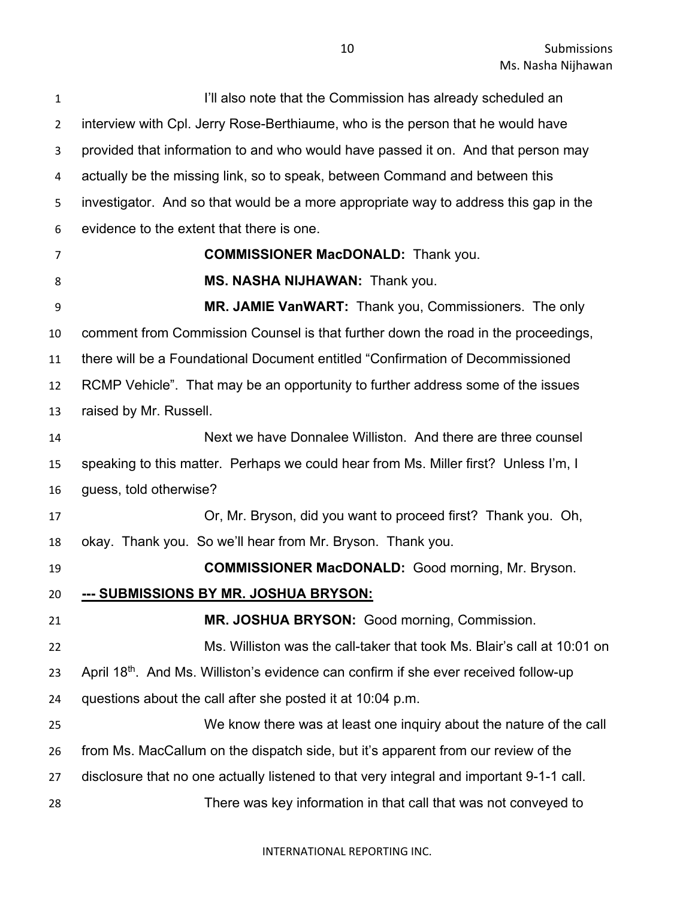I'll also note that the Commission has already scheduled an interview with Cpl. Jerry Rose-Berthiaume, who is the person that he would have provided that information to and who would have passed it on. And that person may actually be the missing link, so to speak, between Command and between this investigator. And so that would be a more appropriate way to address this gap in the evidence to the extent that there is one.

**COMMISSIONER MacDONALD:** Thank you.

**MS. NASHA NIJHAWAN:** Thank you.

**MR. JAMIE VanWART:** Thank you, Commissioners. The only comment from Commission Counsel is that further down the road in the proceedings, there will be a Foundational Document entitled "Confirmation of Decommissioned RCMP Vehicle". That may be an opportunity to further address some of the issues raised by Mr. Russell.

Next we have Donnalee Williston. And there are three counsel speaking to this matter. Perhaps we could hear from Ms. Miller first? Unless I'm, I guess, told otherwise?

Or, Mr. Bryson, did you want to proceed first? Thank you. Oh, okay. Thank you. So we'll hear from Mr. Bryson. Thank you.

**COMMISSIONER MacDONALD:** Good morning, Mr. Bryson.

**--- SUBMISSIONS BY MR. JOSHUA BRYSON:**

**MR. JOSHUA BRYSON:** Good morning, Commission.

Ms. Williston was the call-taker that took Ms. Blair's call at 10:01 on April 18th. And Ms. Williston's evidence can confirm if she ever received follow-up questions about the call after she posted it at 10:04 p.m.

We know there was at least one inquiry about the nature of the call from Ms. MacCallum on the dispatch side, but it's apparent from our review of the disclosure that no one actually listened to that very integral and important 9-1-1 call.

There was key information in that call that was not conveyed to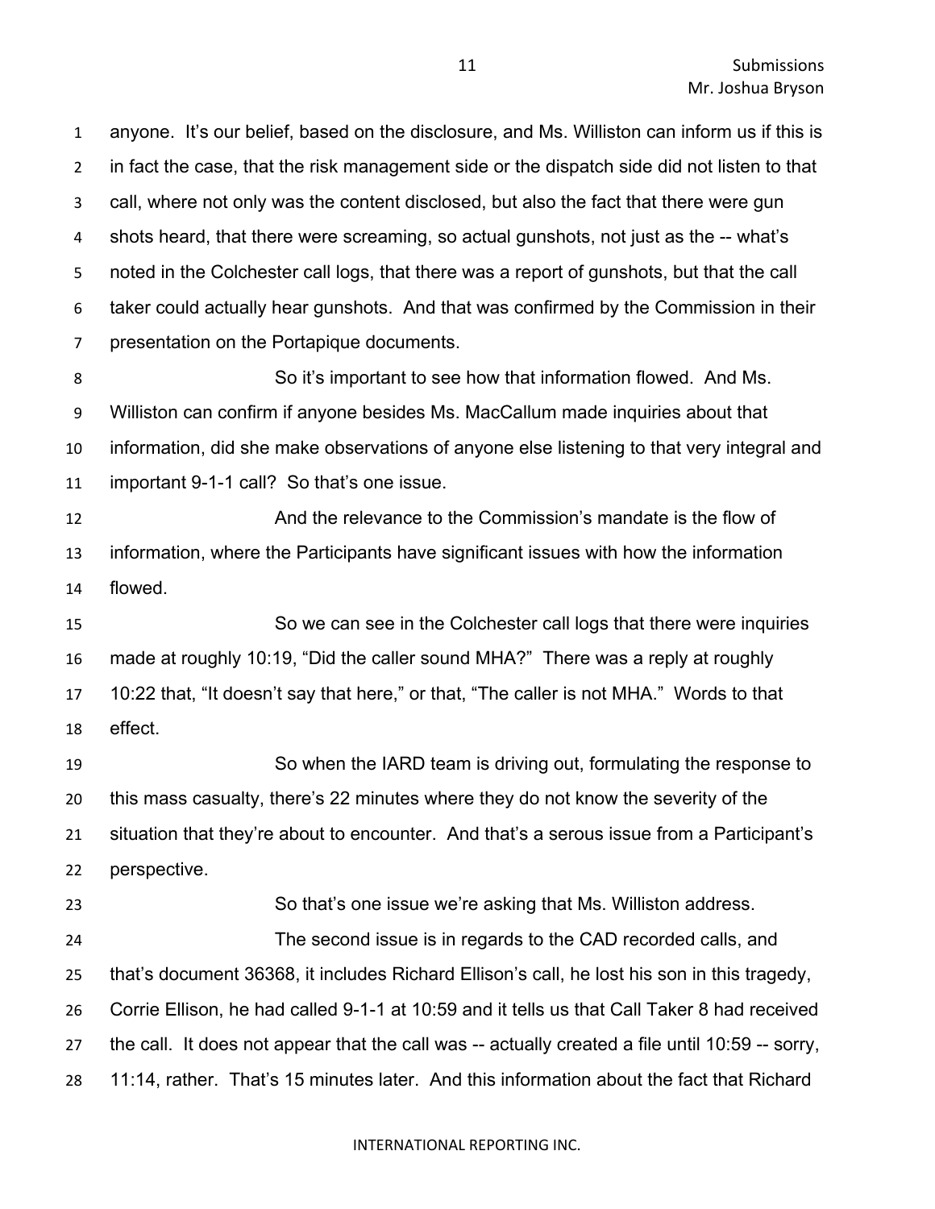anyone. It's our belief, based on the disclosure, and Ms. Williston can inform us if this is in fact the case, that the risk management side or the dispatch side did not listen to that call, where not only was the content disclosed, but also the fact that there were gun shots heard, that there were screaming, so actual gunshots, not just as the -- what's noted in the Colchester call logs, that there was a report of gunshots, but that the call taker could actually hear gunshots. And that was confirmed by the Commission in their presentation on the Portapique documents.

So it's important to see how that information flowed. And Ms. Williston can confirm if anyone besides Ms. MacCallum made inquiries about that information, did she make observations of anyone else listening to that very integral and important 9-1-1 call? So that's one issue.

And the relevance to the Commission's mandate is the flow of information, where the Participants have significant issues with how the information flowed.

So we can see in the Colchester call logs that there were inquiries made at roughly 10:19, "Did the caller sound MHA?" There was a reply at roughly 10:22 that, "It doesn't say that here," or that, "The caller is not MHA." Words to that effect.

So when the IARD team is driving out, formulating the response to this mass casualty, there's 22 minutes where they do not know the severity of the situation that they're about to encounter. And that's a serous issue from a Participant's perspective.

So that's one issue we're asking that Ms. Williston address.

The second issue is in regards to the CAD recorded calls, and that's document 36368, it includes Richard Ellison's call, he lost his son in this tragedy, Corrie Ellison, he had called 9-1-1 at 10:59 and it tells us that Call Taker 8 had received the call. It does not appear that the call was -- actually created a file until 10:59 -- sorry, 11:14, rather. That's 15 minutes later. And this information about the fact that Richard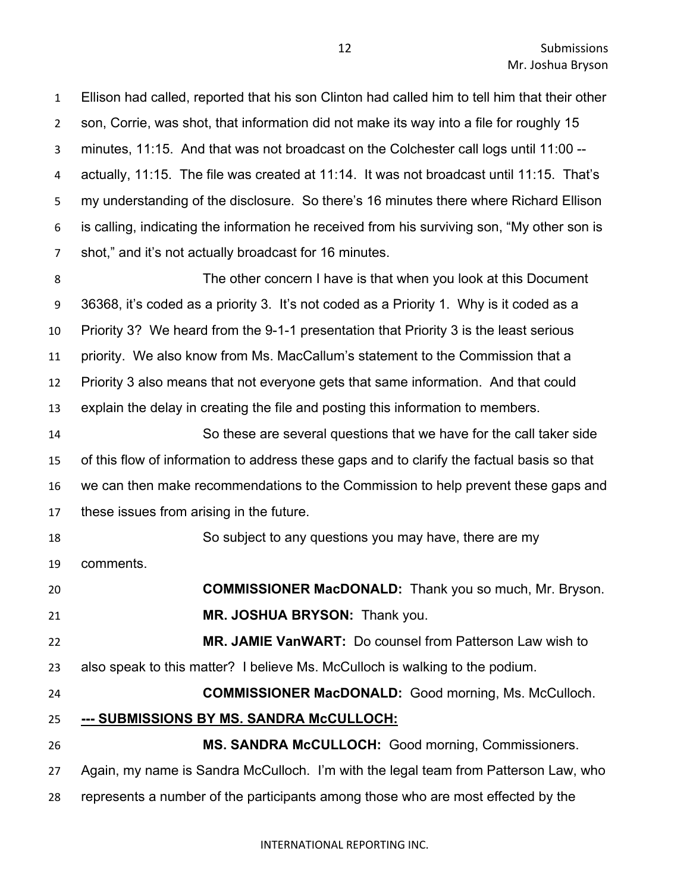Ellison had called, reported that his son Clinton had called him to tell him that their other son, Corrie, was shot, that information did not make its way into a file for roughly 15 minutes, 11:15. And that was not broadcast on the Colchester call logs until 11:00 -- actually, 11:15. The file was created at 11:14. It was not broadcast until 11:15. That's my understanding of the disclosure. So there's 16 minutes there where Richard Ellison is calling, indicating the information he received from his surviving son, "My other son is shot," and it's not actually broadcast for 16 minutes.

The other concern I have is that when you look at this Document 36368, it's coded as a priority 3. It's not coded as a Priority 1. Why is it coded as a Priority 3? We heard from the 9-1-1 presentation that Priority 3 is the least serious priority. We also know from Ms. MacCallum's statement to the Commission that a Priority 3 also means that not everyone gets that same information. And that could explain the delay in creating the file and posting this information to members.

So these are several questions that we have for the call taker side of this flow of information to address these gaps and to clarify the factual basis so that we can then make recommendations to the Commission to help prevent these gaps and these issues from arising in the future.

So subject to any questions you may have, there are my comments.

**COMMISSIONER MacDONALD:** Thank you so much, Mr. Bryson.

**MR. JOSHUA BRYSON:** Thank you.

**MR. JAMIE VanWART:** Do counsel from Patterson Law wish to also speak to this matter? I believe Ms. McCulloch is walking to the podium.

**COMMISSIONER MacDONALD:** Good morning, Ms. McCulloch.

**--- SUBMISSIONS BY MS. SANDRA McCULLOCH:**

**MS. SANDRA McCULLOCH:** Good morning, Commissioners. Again, my name is Sandra McCulloch. I'm with the legal team from Patterson Law, who represents a number of the participants among those who are most effected by the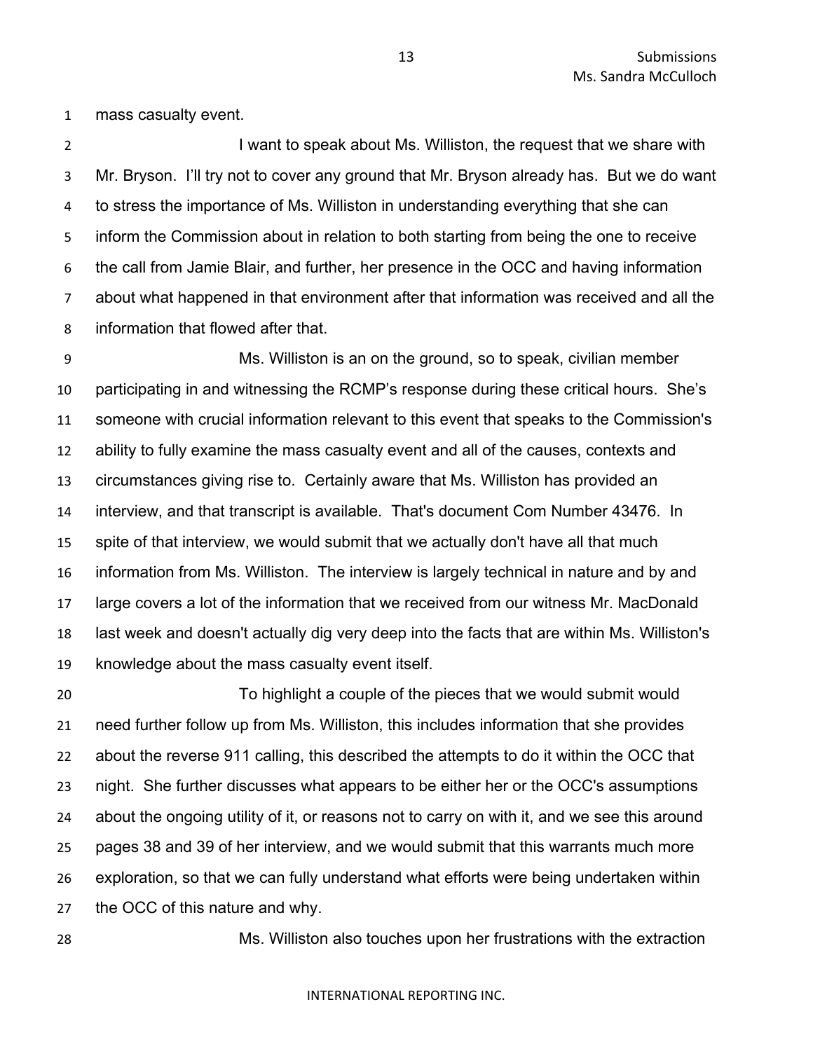mass casualty event.

I want to speak about Ms. Williston, the request that we share with Mr. Bryson. I'll try not to cover any ground that Mr. Bryson already has. But we do want to stress the importance of Ms. Williston in understanding everything that she can inform the Commission about in relation to both starting from being the one to receive the call from Jamie Blair, and further, her presence in the OCC and having information about what happened in that environment after that information was received and all the information that flowed after that.

Ms. Williston is an on the ground, so to speak, civilian member participating in and witnessing the RCMP's response during these critical hours. She's someone with crucial information relevant to this event that speaks to the Commission's ability to fully examine the mass casualty event and all of the causes, contexts and circumstances giving rise to. Certainly aware that Ms. Williston has provided an interview, and that transcript is available. That's document Com Number 43476. In spite of that interview, we would submit that we actually don't have all that much information from Ms. Williston. The interview is largely technical in nature and by and large covers a lot of the information that we received from our witness Mr. MacDonald last week and doesn't actually dig very deep into the facts that are within Ms. Williston's knowledge about the mass casualty event itself.

To highlight a couple of the pieces that we would submit would need further follow up from Ms. Williston, this includes information that she provides about the reverse 911 calling, this described the attempts to do it within the OCC that night. She further discusses what appears to be either her or the OCC's assumptions about the ongoing utility of it, or reasons not to carry on with it, and we see this around pages 38 and 39 of her interview, and we would submit that this warrants much more exploration, so that we can fully understand what efforts were being undertaken within the OCC of this nature and why.

Ms. Williston also touches upon her frustrations with the extraction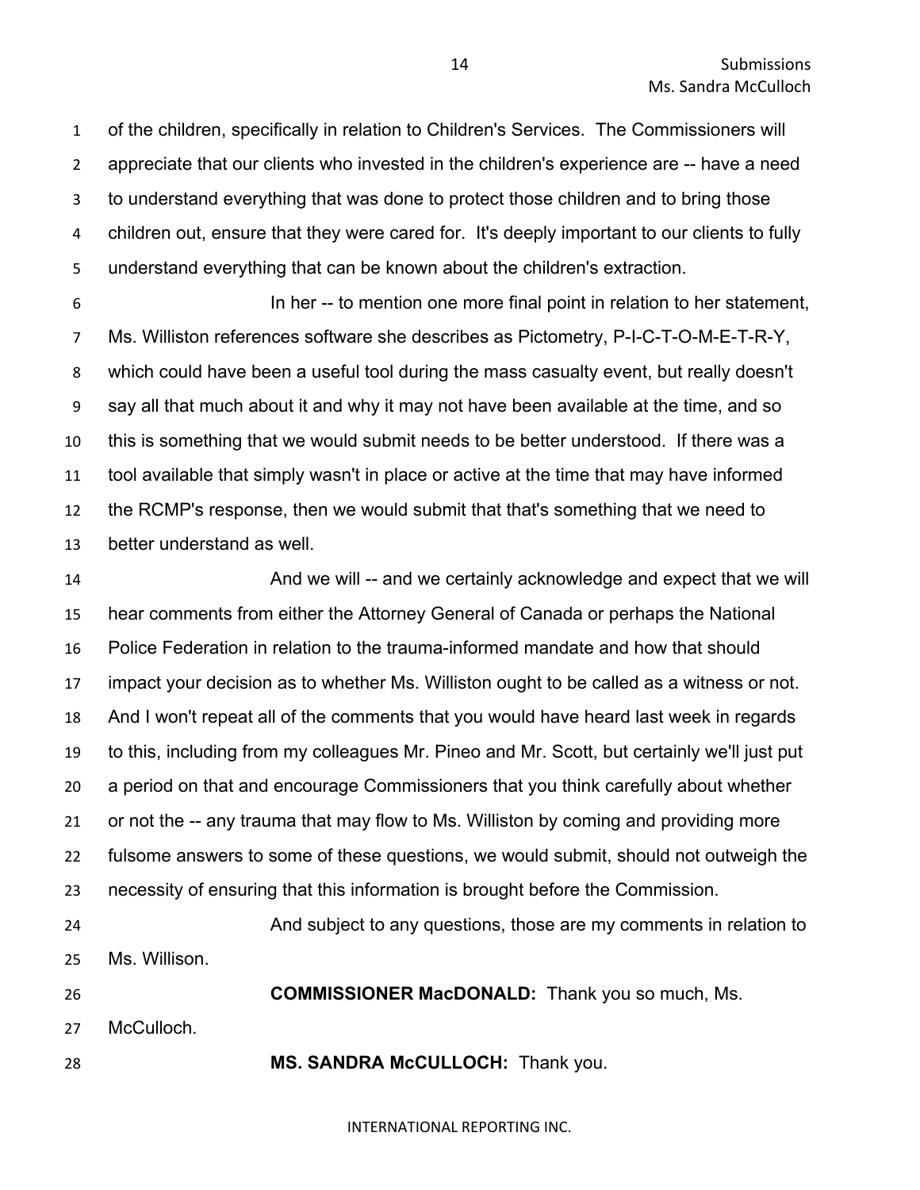of the children, specifically in relation to Children's Services. The Commissioners will appreciate that our clients who invested in the children's experience are -- have a need to understand everything that was done to protect those children and to bring those children out, ensure that they were cared for. It's deeply important to our clients to fully understand everything that can be known about the children's extraction.

In her -- to mention one more final point in relation to her statement, Ms. Williston references software she describes as Pictometry, P-I-C-T-O-M-E-T-R-Y, which could have been a useful tool during the mass casualty event, but really doesn't say all that much about it and why it may not have been available at the time, and so this is something that we would submit needs to be better understood. If there was a tool available that simply wasn't in place or active at the time that may have informed the RCMP's response, then we would submit that that's something that we need to better understand as well.

And we will -- and we certainly acknowledge and expect that we will hear comments from either the Attorney General of Canada or perhaps the National Police Federation in relation to the trauma-informed mandate and how that should impact your decision as to whether Ms. Williston ought to be called as a witness or not. And I won't repeat all of the comments that you would have heard last week in regards to this, including from my colleagues Mr. Pineo and Mr. Scott, but certainly we'll just put a period on that and encourage Commissioners that you think carefully about whether or not the -- any trauma that may flow to Ms. Williston by coming and providing more fulsome answers to some of these questions, we would submit, should not outweigh the necessity of ensuring that this information is brought before the Commission.

And subject to any questions, those are my comments in relation to Ms. Willison.

**COMMISSIONER MacDONALD:** Thank you so much, Ms. McCulloch.

**MS. SANDRA McCULLOCH:** Thank you.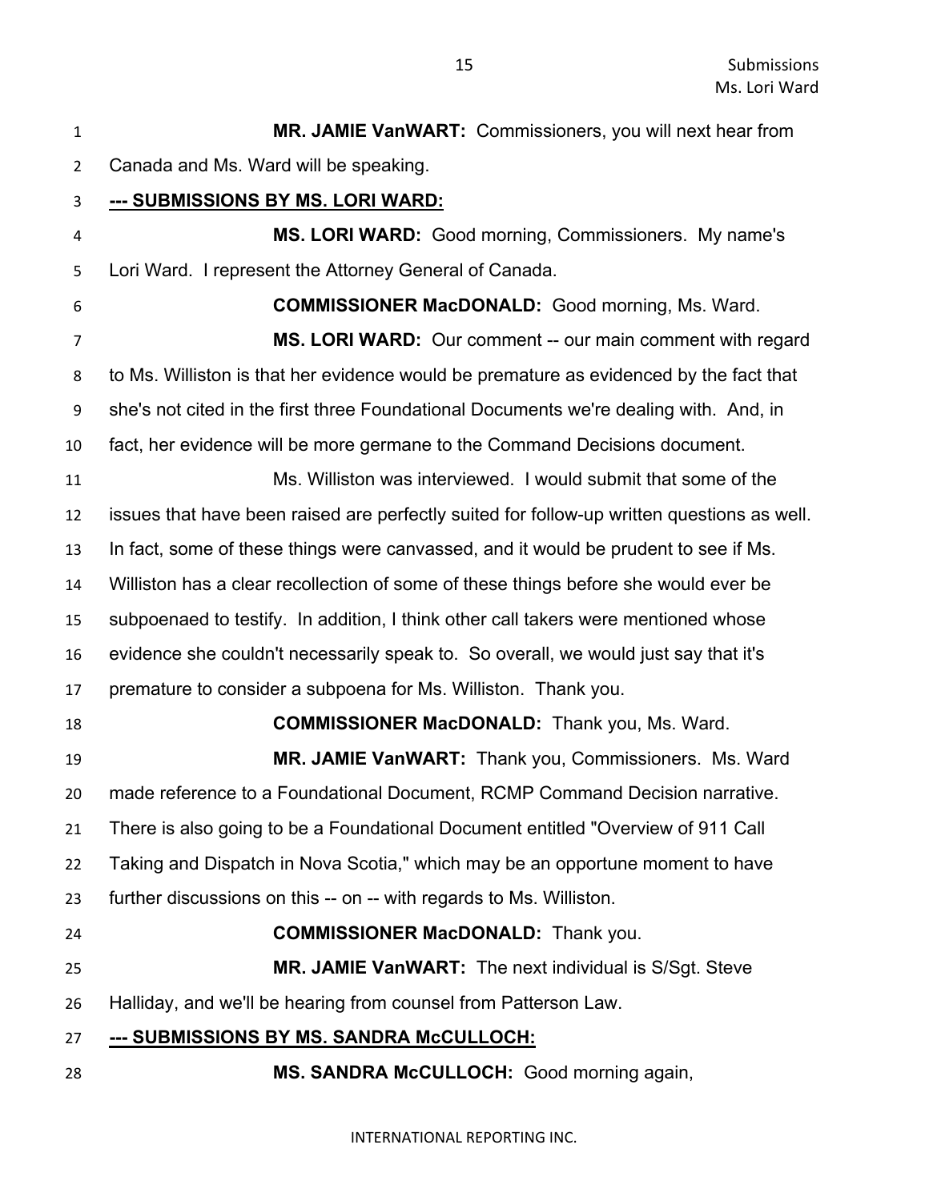**MR. JAMIE VanWART:** Commissioners, you will next hear from Canada and Ms. Ward will be speaking.

**--- SUBMISSIONS BY MS. LORI WARD:**

**MS. LORI WARD:** Good morning, Commissioners. My name's Lori Ward. I represent the Attorney General of Canada.

**COMMISSIONER MacDONALD:** Good morning, Ms. Ward.

**MS. LORI WARD:** Our comment -- our main comment with regard to Ms. Williston is that her evidence would be premature as evidenced by the fact that she's not cited in the first three Foundational Documents we're dealing with. And, in fact, her evidence will be more germane to the Command Decisions document.

Ms. Williston was interviewed. I would submit that some of the issues that have been raised are perfectly suited for follow-up written questions as well. In fact, some of these things were canvassed, and it would be prudent to see if Ms. Williston has a clear recollection of some of these things before she would ever be subpoenaed to testify. In addition, I think other call takers were mentioned whose evidence she couldn't necessarily speak to. So overall, we would just say that it's premature to consider a subpoena for Ms. Williston. Thank you.

**COMMISSIONER MacDONALD:** Thank you, Ms. Ward.

**MR. JAMIE VanWART:** Thank you, Commissioners. Ms. Ward made reference to a Foundational Document, RCMP Command Decision narrative. There is also going to be a Foundational Document entitled "Overview of 911 Call Taking and Dispatch in Nova Scotia," which may be an opportune moment to have further discussions on this -- on -- with regards to Ms. Williston.

**COMMISSIONER MacDONALD:** Thank you.

**MR. JAMIE VanWART:** The next individual is S/Sgt. Steve Halliday, and we'll be hearing from counsel from Patterson Law.

**--- SUBMISSIONS BY MS. SANDRA McCULLOCH:**

**MS. SANDRA McCULLOCH:** Good morning again,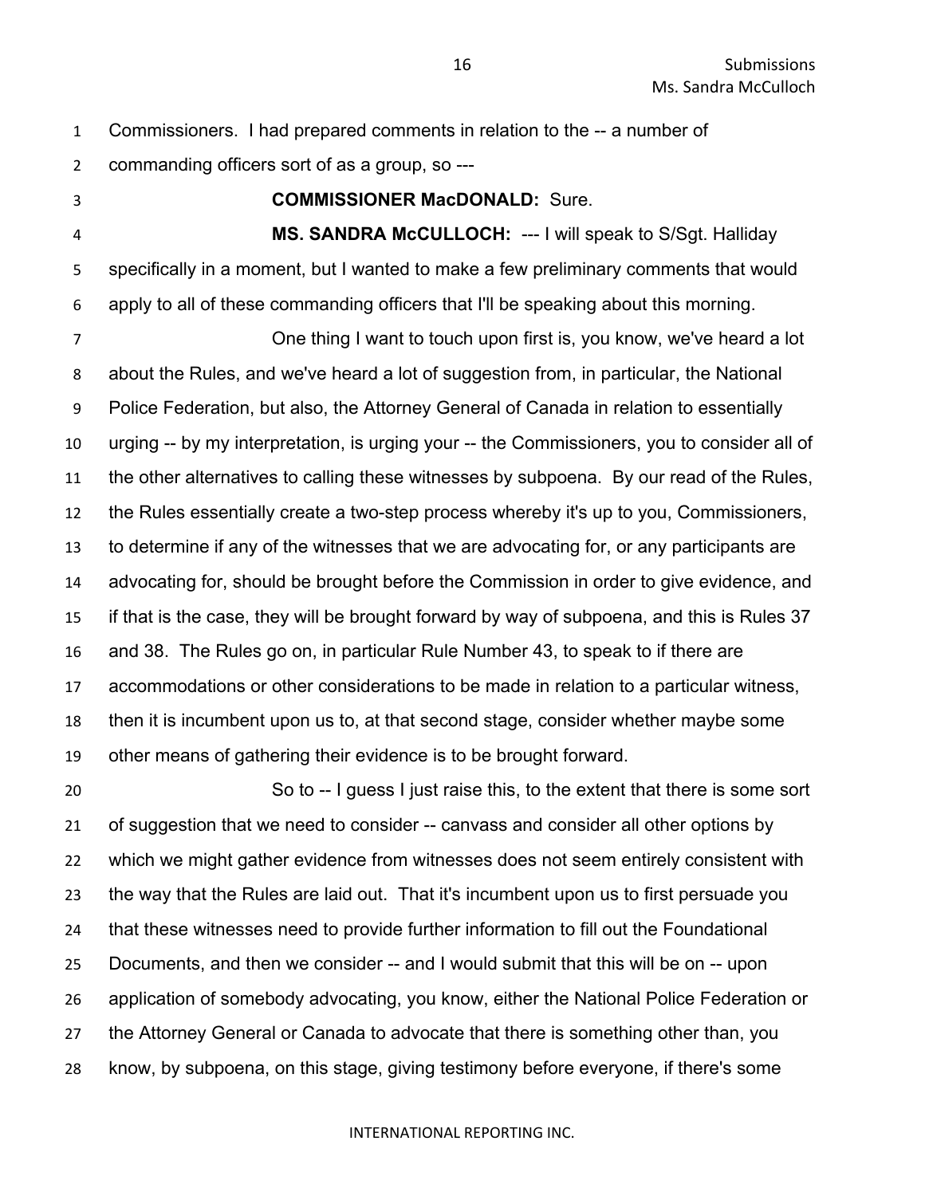Commissioners. I had prepared comments in relation to the -- a number of commanding officers sort of as a group, so ---

**COMMISSIONER MacDONALD:** Sure.

**MS. SANDRA McCULLOCH:** --- I will speak to S/Sgt. Halliday specifically in a moment, but I wanted to make a few preliminary comments that would apply to all of these commanding officers that I'll be speaking about this morning.

One thing I want to touch upon first is, you know, we've heard a lot about the Rules, and we've heard a lot of suggestion from, in particular, the National Police Federation, but also, the Attorney General of Canada in relation to essentially urging -- by my interpretation, is urging your -- the Commissioners, you to consider all of the other alternatives to calling these witnesses by subpoena. By our read of the Rules, the Rules essentially create a two-step process whereby it's up to you, Commissioners, to determine if any of the witnesses that we are advocating for, or any participants are advocating for, should be brought before the Commission in order to give evidence, and if that is the case, they will be brought forward by way of subpoena, and this is Rules 37 and 38. The Rules go on, in particular Rule Number 43, to speak to if there are accommodations or other considerations to be made in relation to a particular witness, then it is incumbent upon us to, at that second stage, consider whether maybe some other means of gathering their evidence is to be brought forward.

So to -- I guess I just raise this, to the extent that there is some sort of suggestion that we need to consider -- canvass and consider all other options by which we might gather evidence from witnesses does not seem entirely consistent with the way that the Rules are laid out. That it's incumbent upon us to first persuade you that these witnesses need to provide further information to fill out the Foundational Documents, and then we consider -- and I would submit that this will be on -- upon application of somebody advocating, you know, either the National Police Federation or the Attorney General or Canada to advocate that there is something other than, you know, by subpoena, on this stage, giving testimony before everyone, if there's some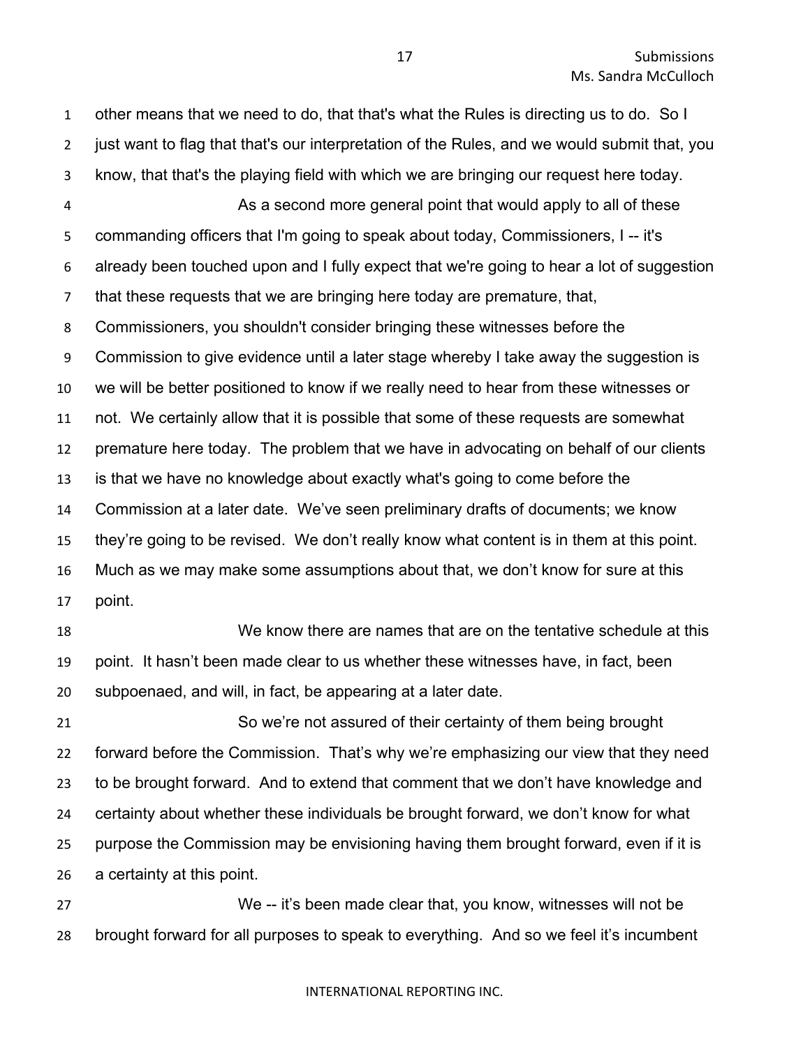other means that we need to do, that that's what the Rules is directing us to do. So I just want to flag that that's our interpretation of the Rules, and we would submit that, you know, that that's the playing field with which we are bringing our request here today.

As a second more general point that would apply to all of these commanding officers that I'm going to speak about today, Commissioners, I -- it's already been touched upon and I fully expect that we're going to hear a lot of suggestion that these requests that we are bringing here today are premature, that, Commissioners, you shouldn't consider bringing these witnesses before the Commission to give evidence until a later stage whereby I take away the suggestion is we will be better positioned to know if we really need to hear from these witnesses or not. We certainly allow that it is possible that some of these requests are somewhat premature here today. The problem that we have in advocating on behalf of our clients is that we have no knowledge about exactly what's going to come before the Commission at a later date. We've seen preliminary drafts of documents; we know they're going to be revised. We don't really know what content is in them at this point. Much as we may make some assumptions about that, we don't know for sure at this point.

We know there are names that are on the tentative schedule at this point. It hasn't been made clear to us whether these witnesses have, in fact, been subpoenaed, and will, in fact, be appearing at a later date.

So we're not assured of their certainty of them being brought forward before the Commission. That's why we're emphasizing our view that they need to be brought forward. And to extend that comment that we don't have knowledge and certainty about whether these individuals be brought forward, we don't know for what purpose the Commission may be envisioning having them brought forward, even if it is a certainty at this point.

We -- it's been made clear that, you know, witnesses will not be brought forward for all purposes to speak to everything. And so we feel it's incumbent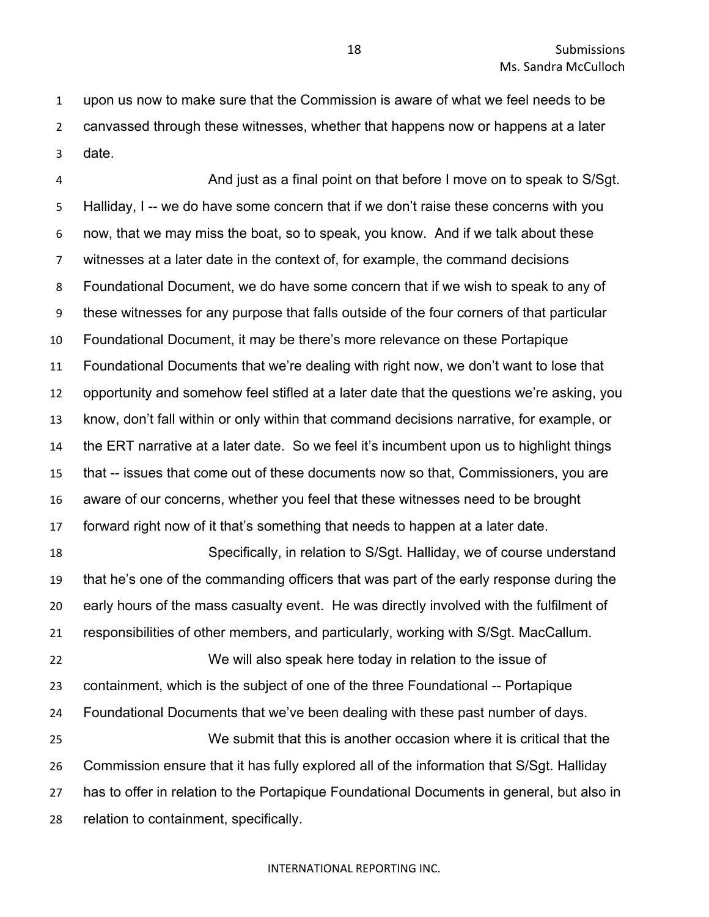upon us now to make sure that the Commission is aware of what we feel needs to be canvassed through these witnesses, whether that happens now or happens at a later date.

And just as a final point on that before I move on to speak to S/Sgt. Halliday, I -- we do have some concern that if we don't raise these concerns with you now, that we may miss the boat, so to speak, you know. And if we talk about these witnesses at a later date in the context of, for example, the command decisions Foundational Document, we do have some concern that if we wish to speak to any of these witnesses for any purpose that falls outside of the four corners of that particular Foundational Document, it may be there's more relevance on these Portapique Foundational Documents that we're dealing with right now, we don't want to lose that opportunity and somehow feel stifled at a later date that the questions we're asking, you know, don't fall within or only within that command decisions narrative, for example, or the ERT narrative at a later date. So we feel it's incumbent upon us to highlight things that -- issues that come out of these documents now so that, Commissioners, you are aware of our concerns, whether you feel that these witnesses need to be brought forward right now of it that's something that needs to happen at a later date.

Specifically, in relation to S/Sgt. Halliday, we of course understand that he's one of the commanding officers that was part of the early response during the early hours of the mass casualty event. He was directly involved with the fulfilment of responsibilities of other members, and particularly, working with S/Sgt. MacCallum.

We will also speak here today in relation to the issue of containment, which is the subject of one of the three Foundational -- Portapique Foundational Documents that we've been dealing with these past number of days.

We submit that this is another occasion where it is critical that the Commission ensure that it has fully explored all of the information that S/Sgt. Halliday has to offer in relation to the Portapique Foundational Documents in general, but also in relation to containment, specifically.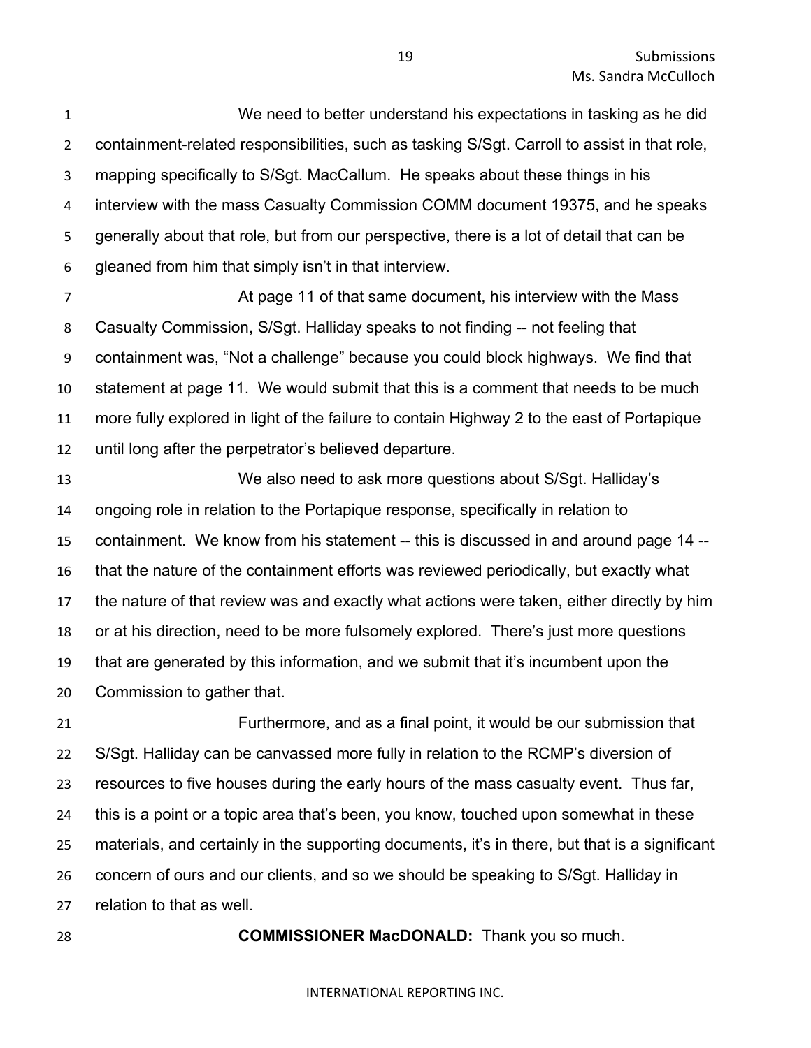We need to better understand his expectations in tasking as he did containment-related responsibilities, such as tasking S/Sgt. Carroll to assist in that role, mapping specifically to S/Sgt. MacCallum. He speaks about these things in his interview with the mass Casualty Commission COMM document 19375, and he speaks generally about that role, but from our perspective, there is a lot of detail that can be gleaned from him that simply isn't in that interview.

At page 11 of that same document, his interview with the Mass Casualty Commission, S/Sgt. Halliday speaks to not finding -- not feeling that containment was, "Not a challenge" because you could block highways. We find that statement at page 11. We would submit that this is a comment that needs to be much more fully explored in light of the failure to contain Highway 2 to the east of Portapique until long after the perpetrator's believed departure.

We also need to ask more questions about S/Sgt. Halliday's ongoing role in relation to the Portapique response, specifically in relation to containment. We know from his statement -- this is discussed in and around page 14 -- that the nature of the containment efforts was reviewed periodically, but exactly what the nature of that review was and exactly what actions were taken, either directly by him or at his direction, need to be more fulsomely explored. There's just more questions that are generated by this information, and we submit that it's incumbent upon the Commission to gather that.

Furthermore, and as a final point, it would be our submission that S/Sgt. Halliday can be canvassed more fully in relation to the RCMP's diversion of resources to five houses during the early hours of the mass casualty event. Thus far, this is a point or a topic area that's been, you know, touched upon somewhat in these materials, and certainly in the supporting documents, it's in there, but that is a significant concern of ours and our clients, and so we should be speaking to S/Sgt. Halliday in relation to that as well.

**COMMISSIONER MacDONALD:** Thank you so much.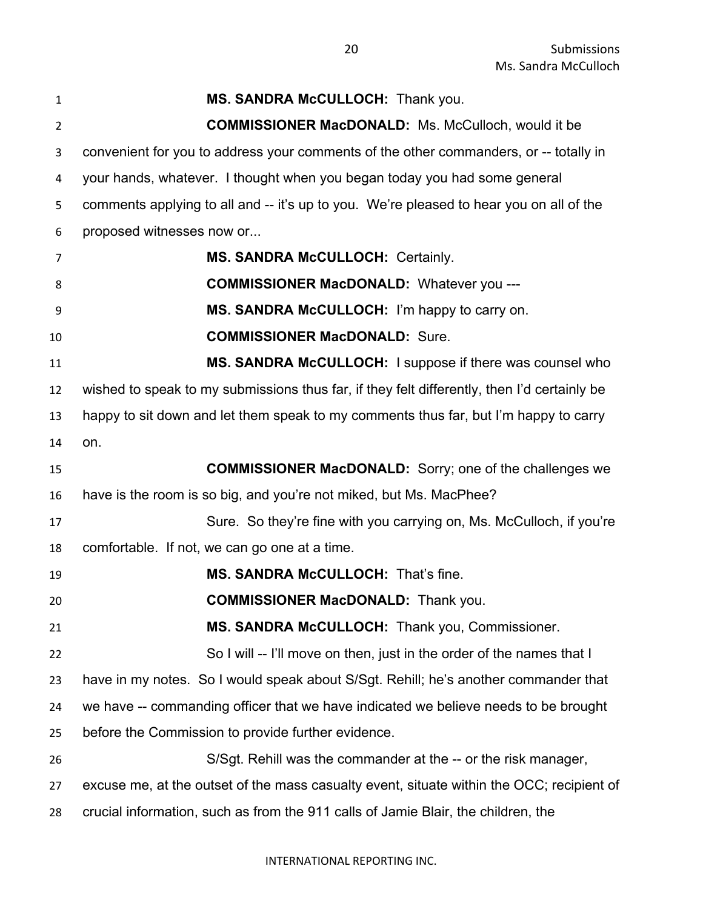**MS. SANDRA McCULLOCH:** Thank you.

**COMMISSIONER MacDONALD:** Ms. McCulloch, would it be convenient for you to address your comments of the other commanders, or -- totally in your hands, whatever. I thought when you began today you had some general comments applying to all and -- it's up to you. We're pleased to hear you on all of the proposed witnesses now or...

**MS. SANDRA McCULLOCH:** Certainly.

**COMMISSIONER MacDONALD:** Whatever you ---

**MS. SANDRA McCULLOCH:** I'm happy to carry on.

**COMMISSIONER MacDONALD:** Sure.

**MS. SANDRA McCULLOCH:** I suppose if there was counsel who wished to speak to my submissions thus far, if they felt differently, then I'd certainly be happy to sit down and let them speak to my comments thus far, but I'm happy to carry on.

**COMMISSIONER MacDONALD:** Sorry; one of the challenges we have is the room is so big, and you're not miked, but Ms. MacPhee?

Sure. So they're fine with you carrying on, Ms. McCulloch, if you're comfortable. If not, we can go one at a time.

**MS. SANDRA McCULLOCH:** That's fine.

**COMMISSIONER MacDONALD:** Thank you.

**MS. SANDRA McCULLOCH:** Thank you, Commissioner.

So I will -- I'll move on then, just in the order of the names that I have in my notes. So I would speak about S/Sgt. Rehill; he's another commander that we have -- commanding officer that we have indicated we believe needs to be brought before the Commission to provide further evidence.

S/Sgt. Rehill was the commander at the -- or the risk manager, excuse me, at the outset of the mass casualty event, situate within the OCC; recipient of crucial information, such as from the 911 calls of Jamie Blair, the children, the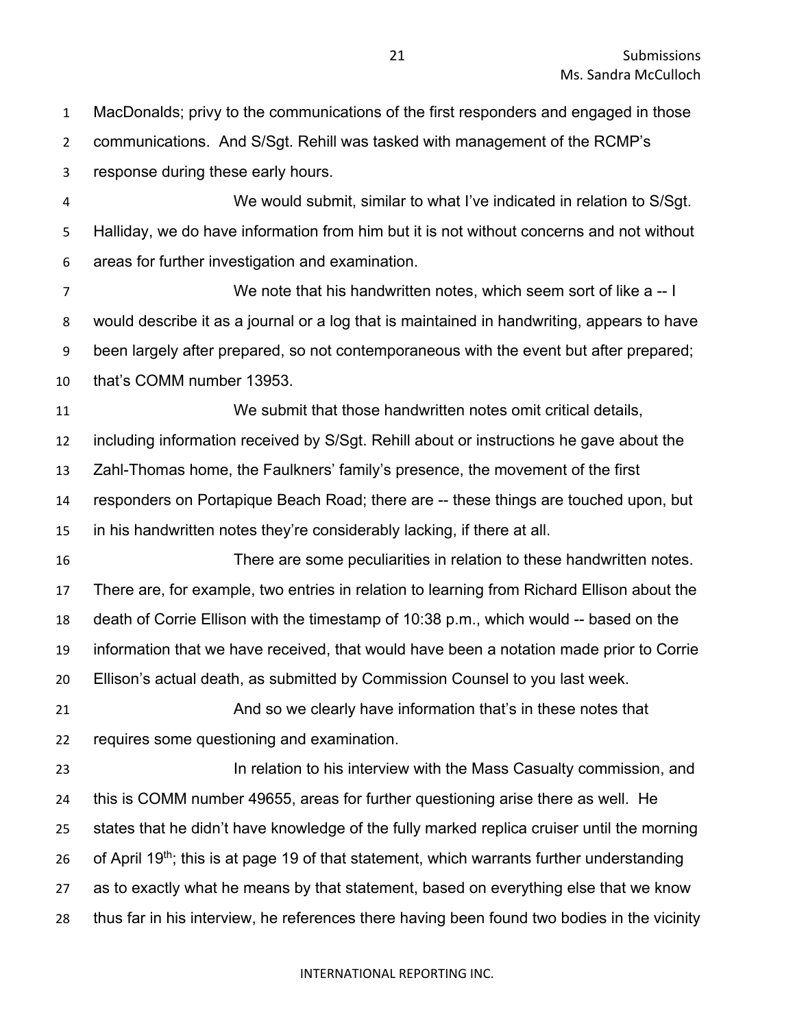MacDonalds; privy to the communications of the first responders and engaged in those communications. And S/Sgt. Rehill was tasked with management of the RCMP's response during these early hours.

We would submit, similar to what I've indicated in relation to S/Sgt. Halliday, we do have information from him but it is not without concerns and not without areas for further investigation and examination.

We note that his handwritten notes, which seem sort of like a -- I would describe it as a journal or a log that is maintained in handwriting, appears to have been largely after prepared, so not contemporaneous with the event but after prepared; that's COMM number 13953.

We submit that those handwritten notes omit critical details, including information received by S/Sgt. Rehill about or instructions he gave about the Zahl-Thomas home, the Faulkners' family's presence, the movement of the first responders on Portapique Beach Road; there are -- these things are touched upon, but in his handwritten notes they're considerably lacking, if there at all.

There are some peculiarities in relation to these handwritten notes. There are, for example, two entries in relation to learning from Richard Ellison about the death of Corrie Ellison with the timestamp of 10:38 p.m., which would -- based on the information that we have received, that would have been a notation made prior to Corrie Ellison's actual death, as submitted by Commission Counsel to you last week.

And so we clearly have information that's in these notes that requires some questioning and examination.

In relation to his interview with the Mass Casualty commission, and this is COMM number 49655, areas for further questioning arise there as well. He states that he didn't have knowledge of the fully marked replica cruiser until the morning of April 19th; this is at page 19 of that statement, which warrants further understanding as to exactly what he means by that statement, based on everything else that we know thus far in his interview, he references there having been found two bodies in the vicinity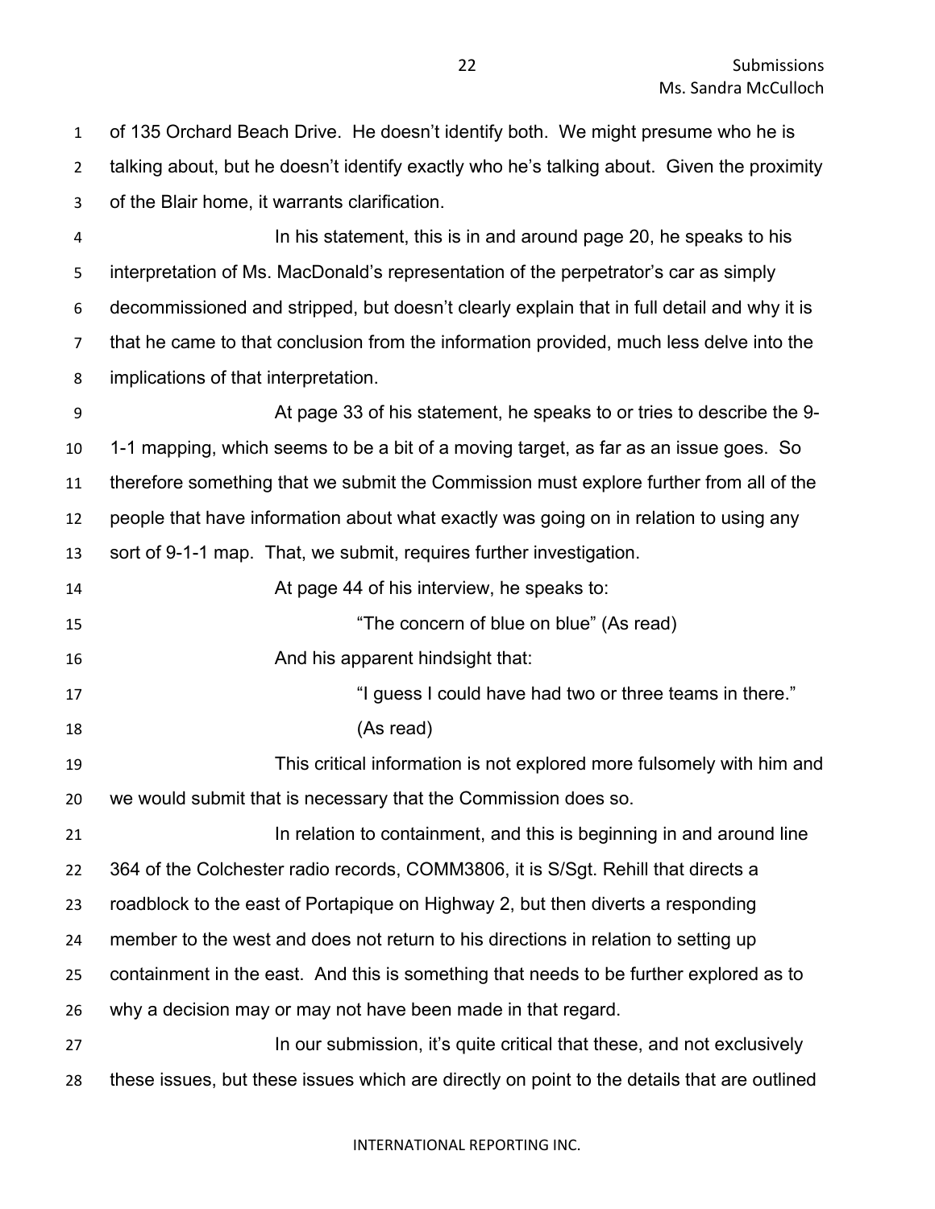of 135 Orchard Beach Drive. He doesn't identify both. We might presume who he is talking about, but he doesn't identify exactly who he's talking about. Given the proximity of the Blair home, it warrants clarification.

In his statement, this is in and around page 20, he speaks to his interpretation of Ms. MacDonald's representation of the perpetrator's car as simply decommissioned and stripped, but doesn't clearly explain that in full detail and why it is that he came to that conclusion from the information provided, much less delve into the implications of that interpretation.

At page 33 of his statement, he speaks to or tries to describe the 9-1-1 mapping, which seems to be a bit of a moving target, as far as an issue goes. So therefore something that we submit the Commission must explore further from all of the people that have information about what exactly was going on in relation to using any sort of 9-1-1 map. That, we submit, requires further investigation.

At page 44 of his interview, he speaks to:

> "The concern of blue on blue" (As read)

And his apparent hindsight that:

> "I guess I could have had two or three teams in there." (As read)

This critical information is not explored more fulsomely with him and we would submit that is necessary that the Commission does so.

In relation to containment, and this is beginning in and around line 364 of the Colchester radio records, COMM3806, it is S/Sgt. Rehill that directs a roadblock to the east of Portapique on Highway 2, but then diverts a responding member to the west and does not return to his directions in relation to setting up containment in the east. And this is something that needs to be further explored as to why a decision may or may not have been made in that regard.

In our submission, it's quite critical that these, and not exclusively these issues, but these issues which are directly on point to the details that are outlined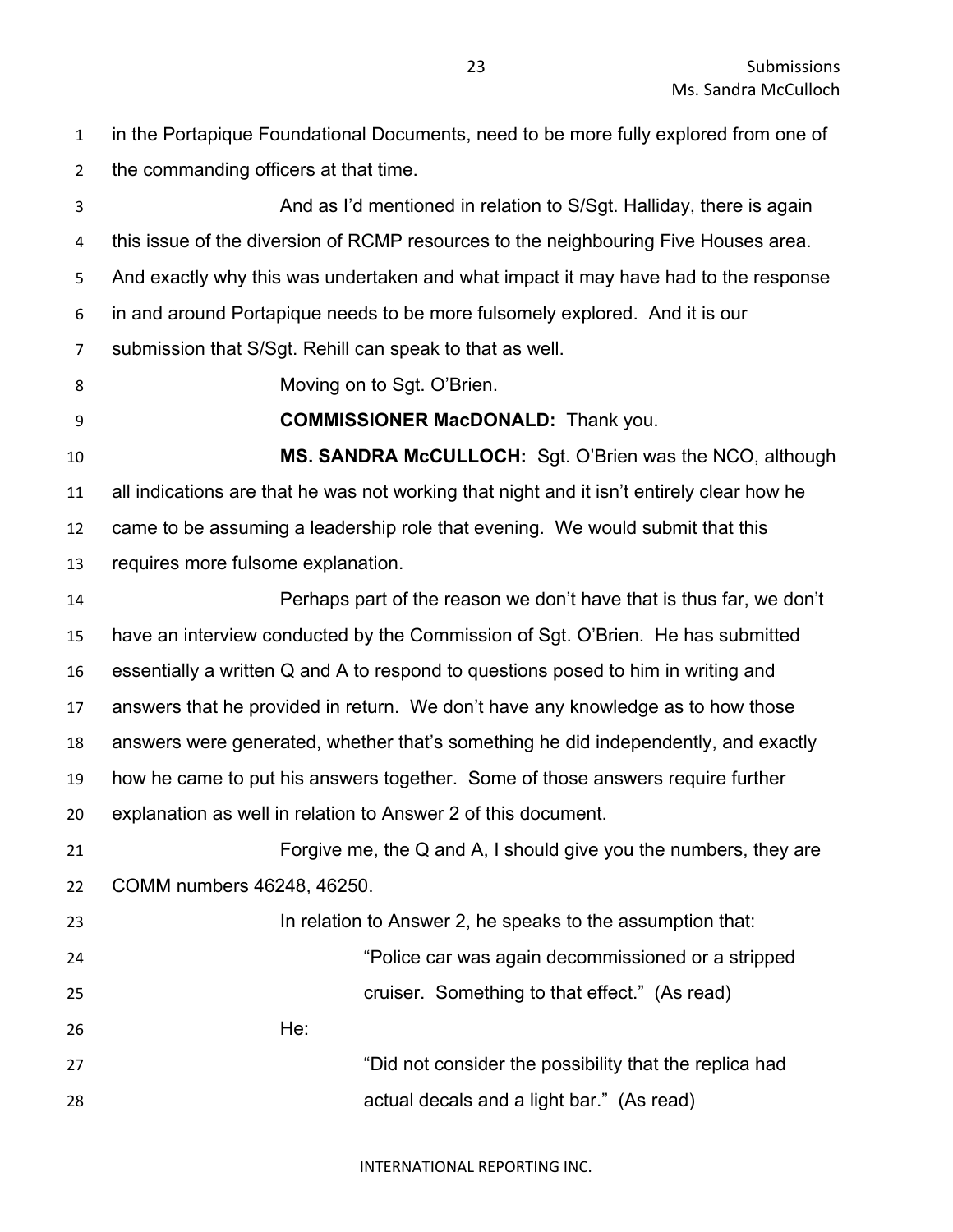in the Portapique Foundational Documents, need to be more fully explored from one of the commanding officers at that time.

And as I'd mentioned in relation to S/Sgt. Halliday, there is again this issue of the diversion of RCMP resources to the neighbouring Five Houses area. And exactly why this was undertaken and what impact it may have had to the response in and around Portapique needs to be more fulsomely explored. And it is our submission that S/Sgt. Rehill can speak to that as well.

Moving on to Sgt. O'Brien.

**COMMISSIONER MacDONALD:** Thank you.

**MS. SANDRA McCULLOCH:** Sgt. O'Brien was the NCO, although all indications are that he was not working that night and it isn't entirely clear how he came to be assuming a leadership role that evening. We would submit that this requires more fulsome explanation.

Perhaps part of the reason we don't have that is thus far, we don't have an interview conducted by the Commission of Sgt. O'Brien. He has submitted essentially a written Q and A to respond to questions posed to him in writing and answers that he provided in return. We don't have any knowledge as to how those answers were generated, whether that's something he did independently, and exactly how he came to put his answers together. Some of those answers require further explanation as well in relation to Answer 2 of this document.

Forgive me, the Q and A, I should give you the numbers, they are COMM numbers 46248, 46250.

In relation to Answer 2, he speaks to the assumption that:

> "Police car was again decommissioned or a stripped cruiser. Something to that effect." (As read)

He:

> "Did not consider the possibility that the replica had actual decals and a light bar." (As read)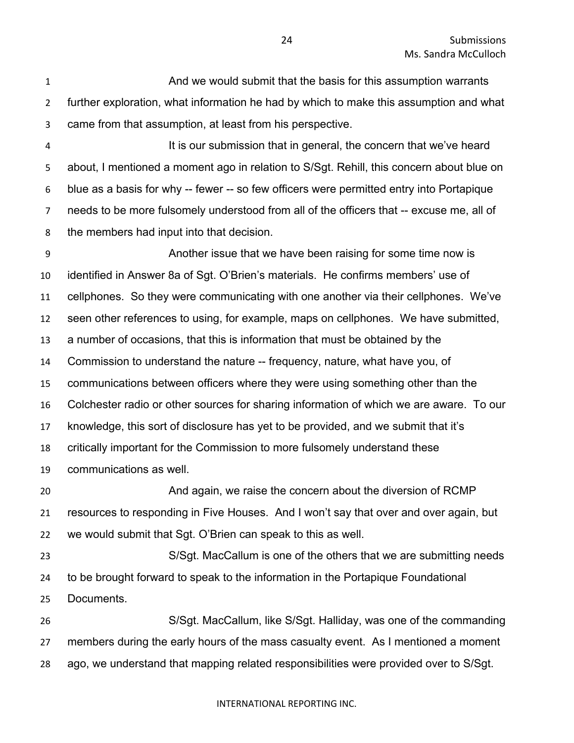And we would submit that the basis for this assumption warrants further exploration, what information he had by which to make this assumption and what came from that assumption, at least from his perspective.

It is our submission that in general, the concern that we've heard about, I mentioned a moment ago in relation to S/Sgt. Rehill, this concern about blue on blue as a basis for why -- fewer -- so few officers were permitted entry into Portapique needs to be more fulsomely understood from all of the officers that -- excuse me, all of the members had input into that decision.

Another issue that we have been raising for some time now is identified in Answer 8a of Sgt. O'Brien's materials. He confirms members' use of cellphones. So they were communicating with one another via their cellphones. We've seen other references to using, for example, maps on cellphones. We have submitted, a number of occasions, that this is information that must be obtained by the Commission to understand the nature -- frequency, nature, what have you, of communications between officers where they were using something other than the Colchester radio or other sources for sharing information of which we are aware. To our knowledge, this sort of disclosure has yet to be provided, and we submit that it's critically important for the Commission to more fulsomely understand these communications as well.

And again, we raise the concern about the diversion of RCMP resources to responding in Five Houses. And I won't say that over and over again, but we would submit that Sgt. O'Brien can speak to this as well.

S/Sgt. MacCallum is one of the others that we are submitting needs to be brought forward to speak to the information in the Portapique Foundational Documents.

S/Sgt. MacCallum, like S/Sgt. Halliday, was one of the commanding members during the early hours of the mass casualty event. As I mentioned a moment ago, we understand that mapping related responsibilities were provided over to S/Sgt.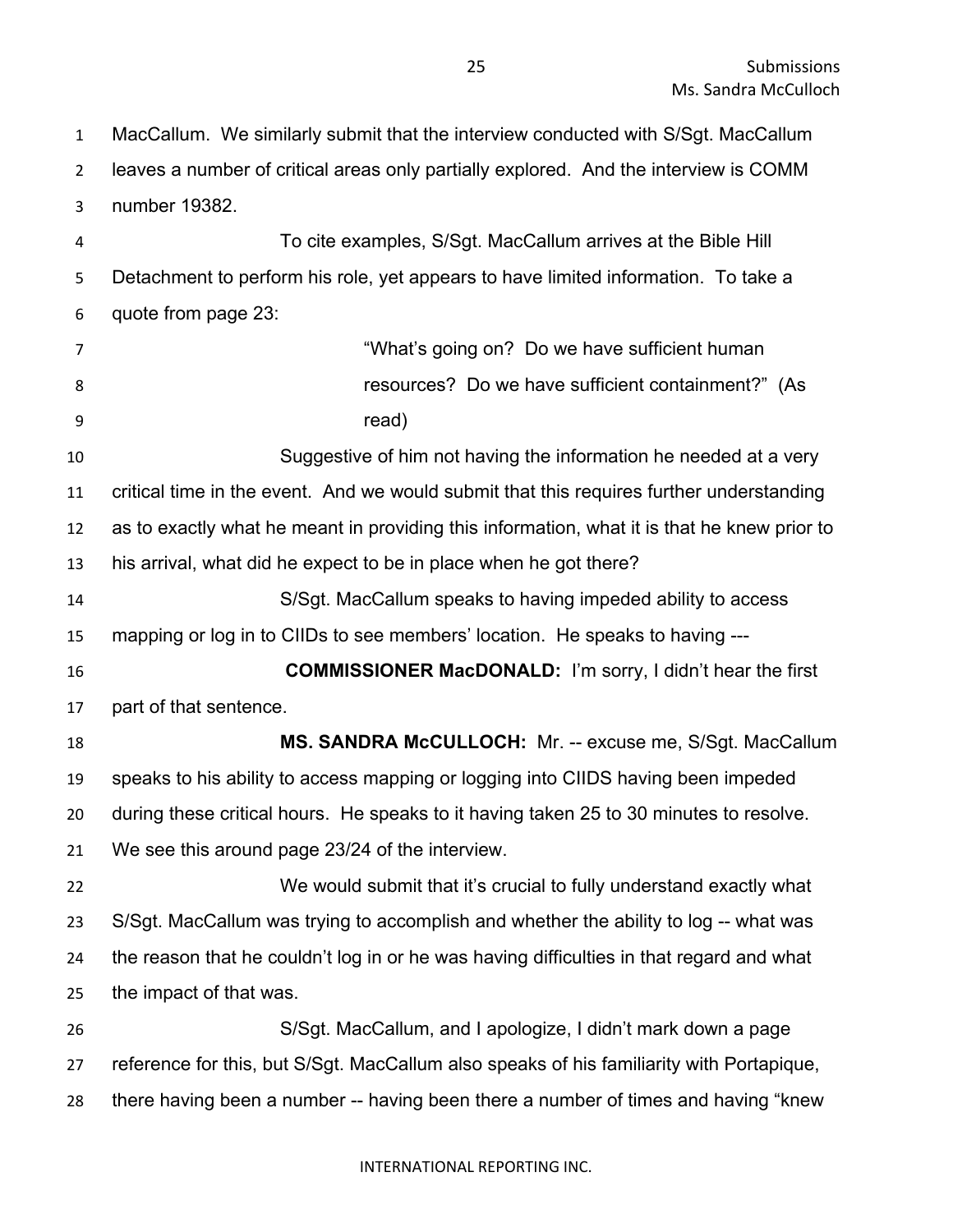MacCallum. We similarly submit that the interview conducted with S/Sgt. MacCallum leaves a number of critical areas only partially explored. And the interview is COMM number 19382.

To cite examples, S/Sgt. MacCallum arrives at the Bible Hill Detachment to perform his role, yet appears to have limited information. To take a quote from page 23:

> "What's going on? Do we have sufficient human resources? Do we have sufficient containment?" (As read)

Suggestive of him not having the information he needed at a very critical time in the event. And we would submit that this requires further understanding as to exactly what he meant in providing this information, what it is that he knew prior to his arrival, what did he expect to be in place when he got there?

S/Sgt. MacCallum speaks to having impeded ability to access mapping or log in to CIIDs to see members' location. He speaks to having ---

**COMMISSIONER MacDONALD:** I'm sorry, I didn't hear the first part of that sentence.

**MS. SANDRA McCULLOCH:** Mr. -- excuse me, S/Sgt. MacCallum speaks to his ability to access mapping or logging into CIIDS having been impeded during these critical hours. He speaks to it having taken 25 to 30 minutes to resolve. We see this around page 23/24 of the interview.

We would submit that it's crucial to fully understand exactly what S/Sgt. MacCallum was trying to accomplish and whether the ability to log -- what was the reason that he couldn't log in or he was having difficulties in that regard and what the impact of that was.

S/Sgt. MacCallum, and I apologize, I didn't mark down a page reference for this, but S/Sgt. MacCallum also speaks of his familiarity with Portapique, there having been a number -- having been there a number of times and having "knew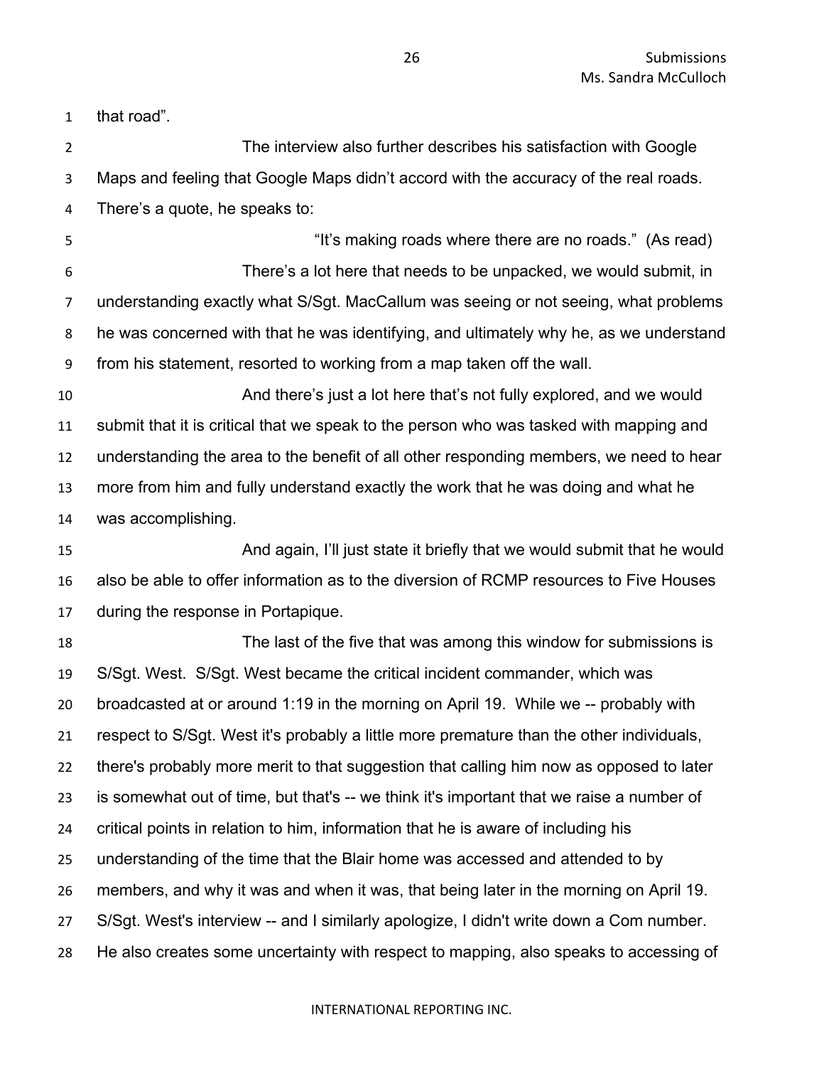that road”.

The interview also further describes his satisfaction with Google Maps and feeling that Google Maps didn’t accord with the accuracy of the real roads. There’s a quote, he speaks to:

> “It’s making roads where there are no roads.” (As read)

There’s a lot here that needs to be unpacked, we would submit, in understanding exactly what S/Sgt. MacCallum was seeing or not seeing, what problems he was concerned with that he was identifying, and ultimately why he, as we understand from his statement, resorted to working from a map taken off the wall.

And there’s just a lot here that’s not fully explored, and we would submit that it is critical that we speak to the person who was tasked with mapping and understanding the area to the benefit of all other responding members, we need to hear more from him and fully understand exactly the work that he was doing and what he was accomplishing.

And again, I’ll just state it briefly that we would submit that he would also be able to offer information as to the diversion of RCMP resources to Five Houses during the response in Portapique.

The last of the five that was among this window for submissions is S/Sgt. West. S/Sgt. West became the critical incident commander, which was broadcasted at or around 1:19 in the morning on April 19. While we -- probably with respect to S/Sgt. West it's probably a little more premature than the other individuals, there's probably more merit to that suggestion that calling him now as opposed to later is somewhat out of time, but that's -- we think it's important that we raise a number of critical points in relation to him, information that he is aware of including his understanding of the time that the Blair home was accessed and attended to by members, and why it was and when it was, that being later in the morning on April 19. S/Sgt. West's interview -- and I similarly apologize, I didn't write down a Com number. He also creates some uncertainty with respect to mapping, also speaks to accessing of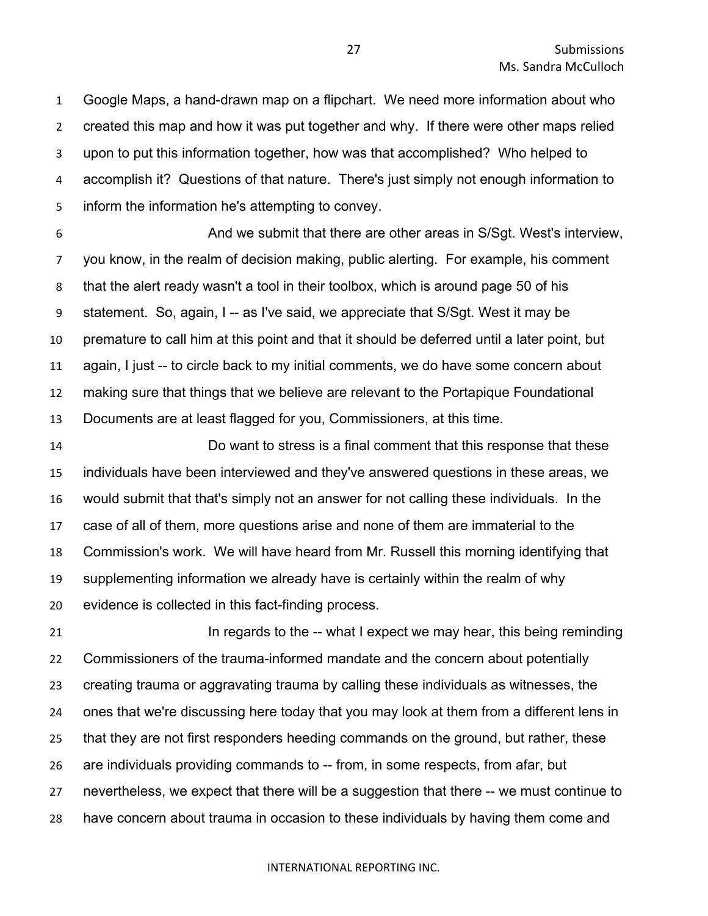Google Maps, a hand-drawn map on a flipchart. We need more information about who created this map and how it was put together and why. If there were other maps relied upon to put this information together, how was that accomplished? Who helped to accomplish it? Questions of that nature. There's just simply not enough information to inform the information he's attempting to convey.

And we submit that there are other areas in S/Sgt. West's interview, you know, in the realm of decision making, public alerting. For example, his comment that the alert ready wasn't a tool in their toolbox, which is around page 50 of his statement. So, again, I -- as I've said, we appreciate that S/Sgt. West it may be premature to call him at this point and that it should be deferred until a later point, but again, I just -- to circle back to my initial comments, we do have some concern about making sure that things that we believe are relevant to the Portapique Foundational Documents are at least flagged for you, Commissioners, at this time.

Do want to stress is a final comment that this response that these individuals have been interviewed and they've answered questions in these areas, we would submit that that's simply not an answer for not calling these individuals. In the case of all of them, more questions arise and none of them are immaterial to the Commission's work. We will have heard from Mr. Russell this morning identifying that supplementing information we already have is certainly within the realm of why evidence is collected in this fact-finding process.

In regards to the -- what I expect we may hear, this being reminding Commissioners of the trauma-informed mandate and the concern about potentially creating trauma or aggravating trauma by calling these individuals as witnesses, the ones that we're discussing here today that you may look at them from a different lens in that they are not first responders heeding commands on the ground, but rather, these are individuals providing commands to -- from, in some respects, from afar, but nevertheless, we expect that there will be a suggestion that there -- we must continue to have concern about trauma in occasion to these individuals by having them come and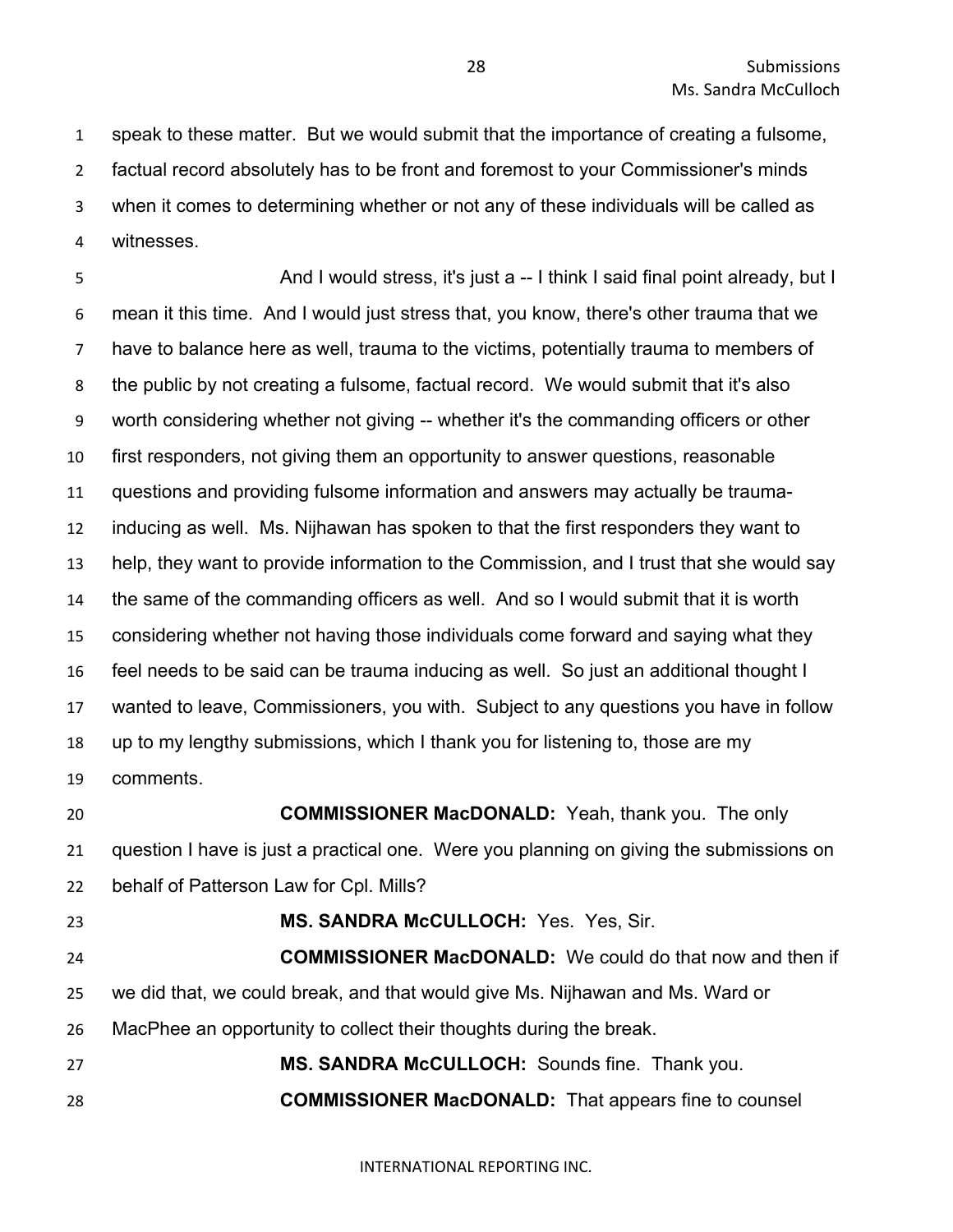speak to these matter. But we would submit that the importance of creating a fulsome, factual record absolutely has to be front and foremost to your Commissioner's minds when it comes to determining whether or not any of these individuals will be called as witnesses.

And I would stress, it's just a -- I think I said final point already, but I mean it this time. And I would just stress that, you know, there's other trauma that we have to balance here as well, trauma to the victims, potentially trauma to members of the public by not creating a fulsome, factual record. We would submit that it's also worth considering whether not giving -- whether it's the commanding officers or other first responders, not giving them an opportunity to answer questions, reasonable questions and providing fulsome information and answers may actually be trauma-inducing as well. Ms. Nijhawan has spoken to that the first responders they want to help, they want to provide information to the Commission, and I trust that she would say the same of the commanding officers as well. And so I would submit that it is worth considering whether not having those individuals come forward and saying what they feel needs to be said can be trauma inducing as well. So just an additional thought I wanted to leave, Commissioners, you with. Subject to any questions you have in follow up to my lengthy submissions, which I thank you for listening to, those are my comments.

**COMMISSIONER MacDONALD:** Yeah, thank you. The only question I have is just a practical one. Were you planning on giving the submissions on behalf of Patterson Law for Cpl. Mills?

**MS. SANDRA McCULLOCH:** Yes. Yes, Sir.

**COMMISSIONER MacDONALD:** We could do that now and then if we did that, we could break, and that would give Ms. Nijhawan and Ms. Ward or MacPhee an opportunity to collect their thoughts during the break.

**MS. SANDRA McCULLOCH:** Sounds fine. Thank you.

**COMMISSIONER MacDONALD:** That appears fine to counsel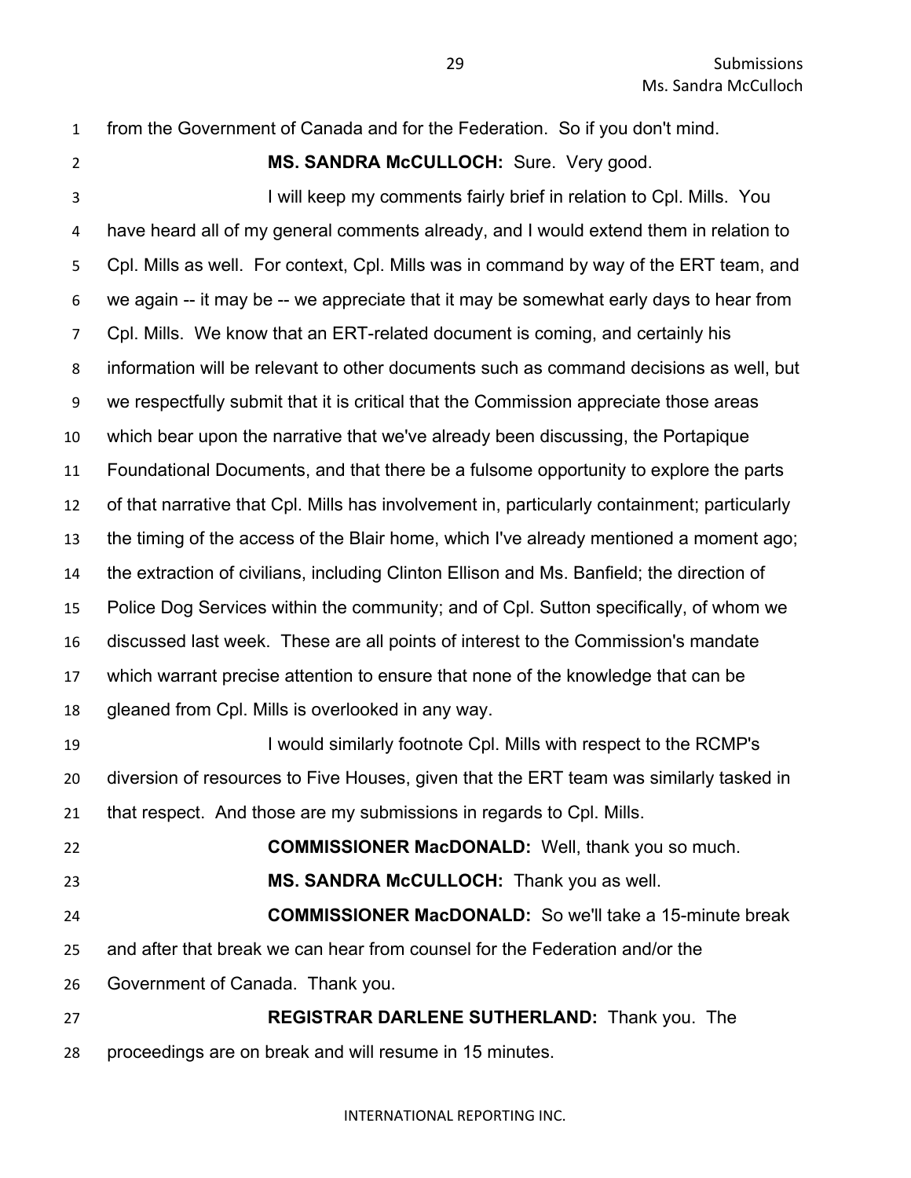from the Government of Canada and for the Federation. So if you don't mind.

**MS. SANDRA McCULLOCH:** Sure. Very good.

I will keep my comments fairly brief in relation to Cpl. Mills. You have heard all of my general comments already, and I would extend them in relation to Cpl. Mills as well. For context, Cpl. Mills was in command by way of the ERT team, and we again -- it may be -- we appreciate that it may be somewhat early days to hear from Cpl. Mills. We know that an ERT-related document is coming, and certainly his information will be relevant to other documents such as command decisions as well, but we respectfully submit that it is critical that the Commission appreciate those areas which bear upon the narrative that we've already been discussing, the Portapique Foundational Documents, and that there be a fulsome opportunity to explore the parts of that narrative that Cpl. Mills has involvement in, particularly containment; particularly the timing of the access of the Blair home, which I've already mentioned a moment ago; the extraction of civilians, including Clinton Ellison and Ms. Banfield; the direction of Police Dog Services within the community; and of Cpl. Sutton specifically, of whom we discussed last week. These are all points of interest to the Commission's mandate which warrant precise attention to ensure that none of the knowledge that can be gleaned from Cpl. Mills is overlooked in any way.

I would similarly footnote Cpl. Mills with respect to the RCMP's diversion of resources to Five Houses, given that the ERT team was similarly tasked in that respect. And those are my submissions in regards to Cpl. Mills.

**COMMISSIONER MacDONALD:** Well, thank you so much.

**MS. SANDRA McCULLOCH:** Thank you as well.

**COMMISSIONER MacDONALD:** So we'll take a 15-minute break and after that break we can hear from counsel for the Federation and/or the Government of Canada. Thank you.

**REGISTRAR DARLENE SUTHERLAND:** Thank you. The proceedings are on break and will resume in 15 minutes.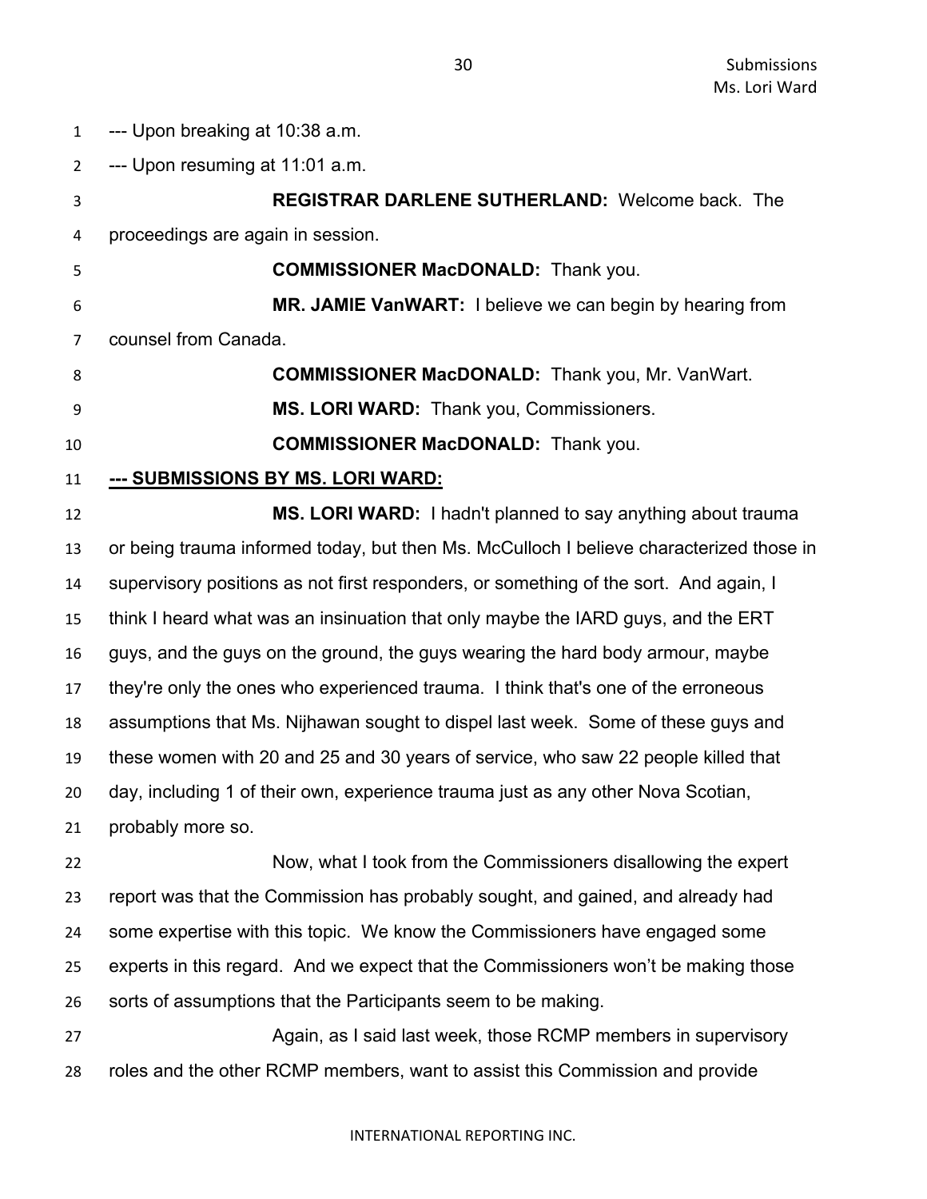--- Upon breaking at 10:38 a.m.

--- Upon resuming at 11:01 a.m.

**REGISTRAR DARLENE SUTHERLAND:** Welcome back. The proceedings are again in session.

**COMMISSIONER MacDONALD:** Thank you.

**MR. JAMIE VanWART:** I believe we can begin by hearing from counsel from Canada.

**COMMISSIONER MacDONALD:** Thank you, Mr. VanWart.

**MS. LORI WARD:** Thank you, Commissioners.

**COMMISSIONER MacDONALD:** Thank you.

**--- SUBMISSIONS BY MS. LORI WARD:**

**MS. LORI WARD:** I hadn't planned to say anything about trauma or being trauma informed today, but then Ms. McCulloch I believe characterized those in supervisory positions as not first responders, or something of the sort. And again, I think I heard what was an insinuation that only maybe the IARD guys, and the ERT guys, and the guys on the ground, the guys wearing the hard body armour, maybe they're only the ones who experienced trauma. I think that's one of the erroneous assumptions that Ms. Nijhawan sought to dispel last week. Some of these guys and these women with 20 and 25 and 30 years of service, who saw 22 people killed that day, including 1 of their own, experience trauma just as any other Nova Scotian, probably more so.

Now, what I took from the Commissioners disallowing the expert report was that the Commission has probably sought, and gained, and already had some expertise with this topic. We know the Commissioners have engaged some experts in this regard. And we expect that the Commissioners won't be making those sorts of assumptions that the Participants seem to be making.

Again, as I said last week, those RCMP members in supervisory roles and the other RCMP members, want to assist this Commission and provide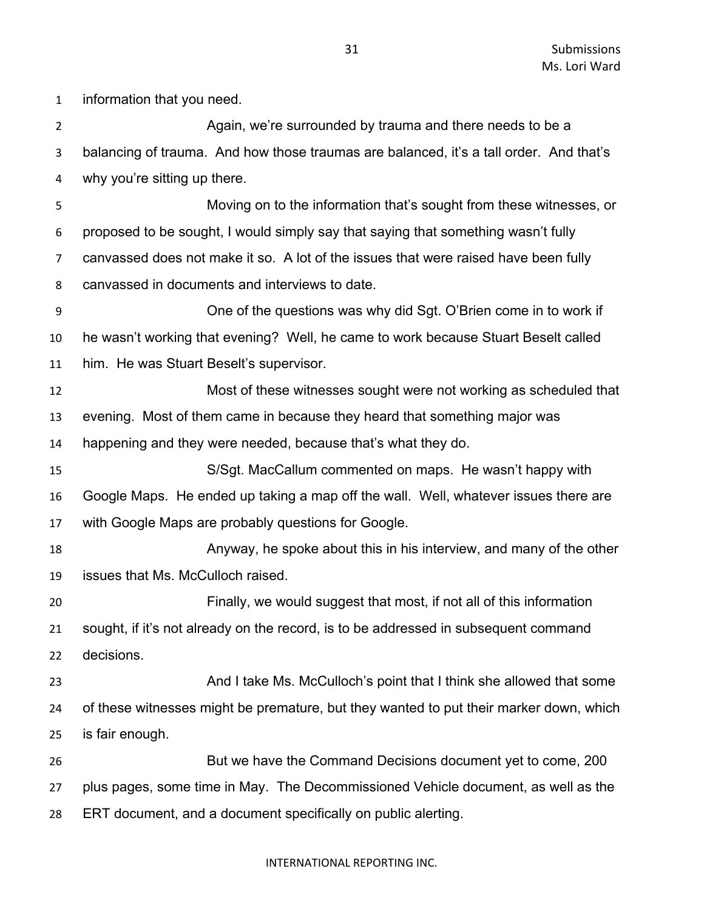information that you need.

Again, we're surrounded by trauma and there needs to be a balancing of trauma. And how those traumas are balanced, it's a tall order. And that's why you're sitting up there.

Moving on to the information that's sought from these witnesses, or proposed to be sought, I would simply say that saying that something wasn't fully canvassed does not make it so. A lot of the issues that were raised have been fully canvassed in documents and interviews to date.

One of the questions was why did Sgt. O'Brien come in to work if he wasn't working that evening? Well, he came to work because Stuart Beselt called him. He was Stuart Beselt's supervisor.

Most of these witnesses sought were not working as scheduled that evening. Most of them came in because they heard that something major was happening and they were needed, because that's what they do.

S/Sgt. MacCallum commented on maps. He wasn't happy with Google Maps. He ended up taking a map off the wall. Well, whatever issues there are with Google Maps are probably questions for Google.

Anyway, he spoke about this in his interview, and many of the other issues that Ms. McCulloch raised.

Finally, we would suggest that most, if not all of this information sought, if it's not already on the record, is to be addressed in subsequent command decisions.

And I take Ms. McCulloch's point that I think she allowed that some of these witnesses might be premature, but they wanted to put their marker down, which is fair enough.

But we have the Command Decisions document yet to come, 200 plus pages, some time in May. The Decommissioned Vehicle document, as well as the ERT document, and a document specifically on public alerting.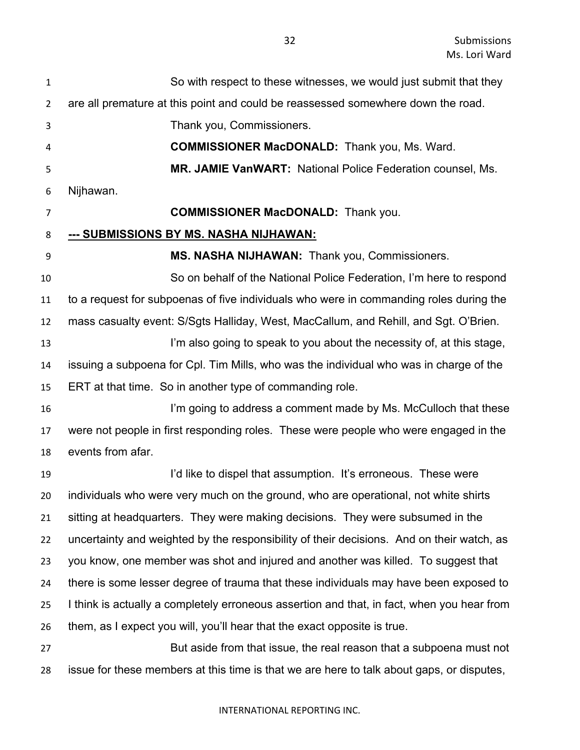So with respect to these witnesses, we would just submit that they are all premature at this point and could be reassessed somewhere down the road.

Thank you, Commissioners.

**COMMISSIONER MacDONALD:** Thank you, Ms. Ward.

**MR. JAMIE VanWART:** National Police Federation counsel, Ms. Nijhawan.

**COMMISSIONER MacDONALD:** Thank you.

**--- SUBMISSIONS BY MS. NASHA NIJHAWAN:**

**MS. NASHA NIJHAWAN:** Thank you, Commissioners.

So on behalf of the National Police Federation, I'm here to respond to a request for subpoenas of five individuals who were in commanding roles during the mass casualty event: S/Sgts Halliday, West, MacCallum, and Rehill, and Sgt. O'Brien.

I'm also going to speak to you about the necessity of, at this stage, issuing a subpoena for Cpl. Tim Mills, who was the individual who was in charge of the ERT at that time. So in another type of commanding role.

I'm going to address a comment made by Ms. McCulloch that these were not people in first responding roles. These were people who were engaged in the events from afar.

I'd like to dispel that assumption. It's erroneous. These were individuals who were very much on the ground, who are operational, not white shirts sitting at headquarters. They were making decisions. They were subsumed in the uncertainty and weighted by the responsibility of their decisions. And on their watch, as you know, one member was shot and injured and another was killed. To suggest that there is some lesser degree of trauma that these individuals may have been exposed to I think is actually a completely erroneous assertion and that, in fact, when you hear from them, as I expect you will, you'll hear that the exact opposite is true.

But aside from that issue, the real reason that a subpoena must not issue for these members at this time is that we are here to talk about gaps, or disputes,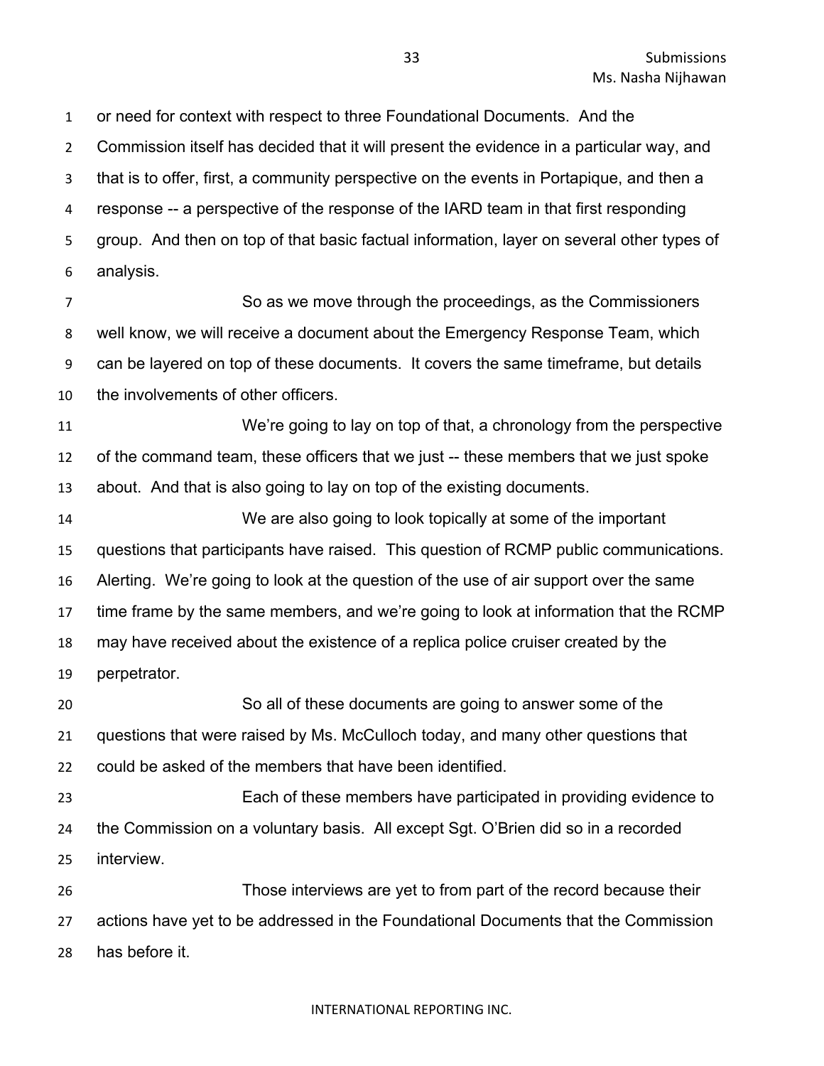or need for context with respect to three Foundational Documents. And the Commission itself has decided that it will present the evidence in a particular way, and that is to offer, first, a community perspective on the events in Portapique, and then a response -- a perspective of the response of the IARD team in that first responding group. And then on top of that basic factual information, layer on several other types of analysis.

So as we move through the proceedings, as the Commissioners well know, we will receive a document about the Emergency Response Team, which can be layered on top of these documents. It covers the same timeframe, but details the involvements of other officers.

We're going to lay on top of that, a chronology from the perspective of the command team, these officers that we just -- these members that we just spoke about. And that is also going to lay on top of the existing documents.

We are also going to look topically at some of the important questions that participants have raised. This question of RCMP public communications. Alerting. We're going to look at the question of the use of air support over the same time frame by the same members, and we're going to look at information that the RCMP may have received about the existence of a replica police cruiser created by the perpetrator.

So all of these documents are going to answer some of the questions that were raised by Ms. McCulloch today, and many other questions that could be asked of the members that have been identified.

Each of these members have participated in providing evidence to the Commission on a voluntary basis. All except Sgt. O'Brien did so in a recorded interview.

Those interviews are yet to from part of the record because their actions have yet to be addressed in the Foundational Documents that the Commission has before it.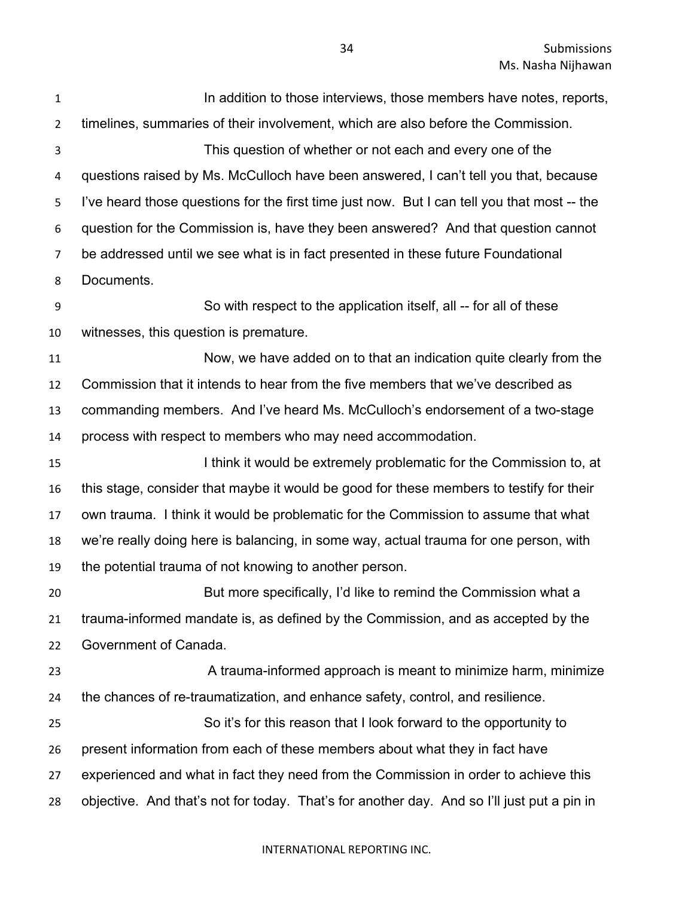In addition to those interviews, those members have notes, reports, timelines, summaries of their involvement, which are also before the Commission.

This question of whether or not each and every one of the questions raised by Ms. McCulloch have been answered, I can't tell you that, because I've heard those questions for the first time just now. But I can tell you that most -- the question for the Commission is, have they been answered? And that question cannot be addressed until we see what is in fact presented in these future Foundational Documents.

So with respect to the application itself, all -- for all of these witnesses, this question is premature.

Now, we have added on to that an indication quite clearly from the Commission that it intends to hear from the five members that we've described as commanding members. And I've heard Ms. McCulloch's endorsement of a two-stage process with respect to members who may need accommodation.

I think it would be extremely problematic for the Commission to, at this stage, consider that maybe it would be good for these members to testify for their own trauma. I think it would be problematic for the Commission to assume that what we're really doing here is balancing, in some way, actual trauma for one person, with the potential trauma of not knowing to another person.

But more specifically, I'd like to remind the Commission what a trauma-informed mandate is, as defined by the Commission, and as accepted by the Government of Canada.

A trauma-informed approach is meant to minimize harm, minimize the chances of re-traumatization, and enhance safety, control, and resilience.

So it's for this reason that I look forward to the opportunity to present information from each of these members about what they in fact have experienced and what in fact they need from the Commission in order to achieve this objective. And that's not for today. That's for another day. And so I'll just put a pin in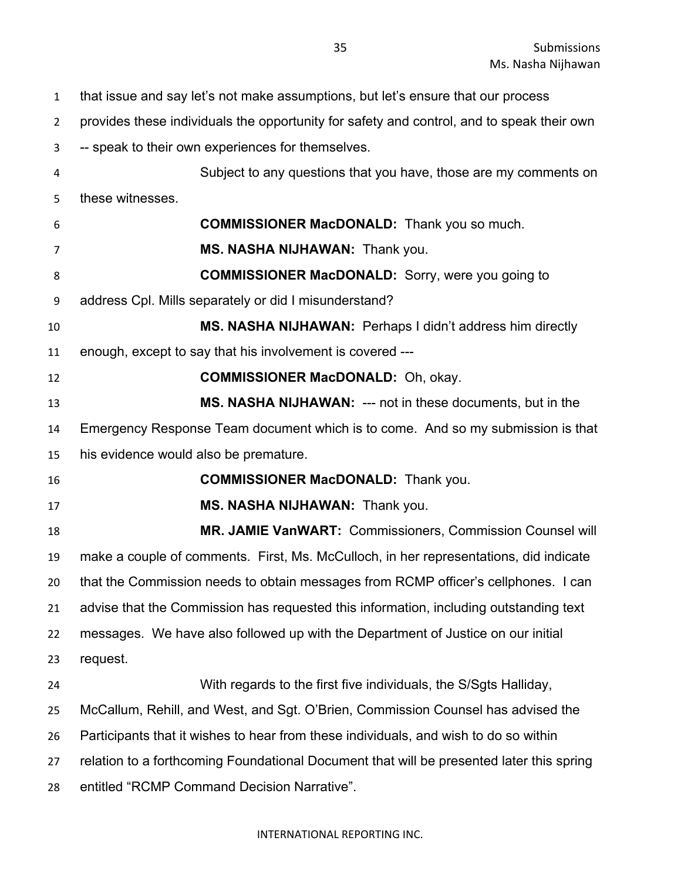that issue and say let's not make assumptions, but let's ensure that our process provides these individuals the opportunity for safety and control, and to speak their own -- speak to their own experiences for themselves.

Subject to any questions that you have, those are my comments on these witnesses.

**COMMISSIONER MacDONALD:** Thank you so much.

**MS. NASHA NIJHAWAN:** Thank you.

**COMMISSIONER MacDONALD:** Sorry, were you going to address Cpl. Mills separately or did I misunderstand?

**MS. NASHA NIJHAWAN:** Perhaps I didn't address him directly enough, except to say that his involvement is covered ---

**COMMISSIONER MacDONALD:** Oh, okay.

**MS. NASHA NIJHAWAN:** --- not in these documents, but in the Emergency Response Team document which is to come. And so my submission is that his evidence would also be premature.

**COMMISSIONER MacDONALD:** Thank you.

**MS. NASHA NIJHAWAN:** Thank you.

**MR. JAMIE VanWART:** Commissioners, Commission Counsel will make a couple of comments. First, Ms. McCulloch, in her representations, did indicate that the Commission needs to obtain messages from RCMP officer's cellphones. I can advise that the Commission has requested this information, including outstanding text messages. We have also followed up with the Department of Justice on our initial request.

With regards to the first five individuals, the S/Sgts Halliday, McCallum, Rehill, and West, and Sgt. O'Brien, Commission Counsel has advised the Participants that it wishes to hear from these individuals, and wish to do so within relation to a forthcoming Foundational Document that will be presented later this spring entitled "RCMP Command Decision Narrative".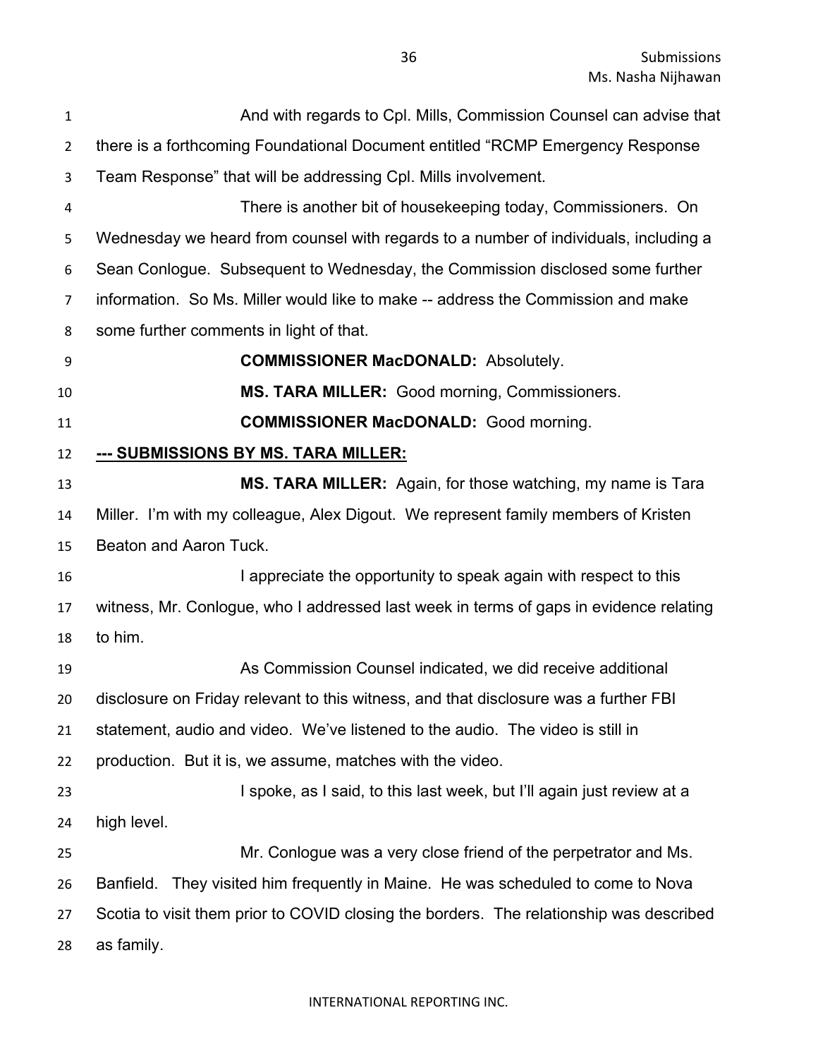And with regards to Cpl. Mills, Commission Counsel can advise that there is a forthcoming Foundational Document entitled “RCMP Emergency Response Team Response” that will be addressing Cpl. Mills involvement.

There is another bit of housekeeping today, Commissioners. On Wednesday we heard from counsel with regards to a number of individuals, including a Sean Conlogue. Subsequent to Wednesday, the Commission disclosed some further information. So Ms. Miller would like to make -- address the Commission and make some further comments in light of that.

**COMMISSIONER MacDONALD:** Absolutely.

**MS. TARA MILLER:** Good morning, Commissioners.

**COMMISSIONER MacDONALD:** Good morning.

**--- SUBMISSIONS BY MS. TARA MILLER:**

**MS. TARA MILLER:** Again, for those watching, my name is Tara Miller. I’m with my colleague, Alex Digout. We represent family members of Kristen Beaton and Aaron Tuck.

I appreciate the opportunity to speak again with respect to this witness, Mr. Conlogue, who I addressed last week in terms of gaps in evidence relating to him.

As Commission Counsel indicated, we did receive additional disclosure on Friday relevant to this witness, and that disclosure was a further FBI statement, audio and video. We’ve listened to the audio. The video is still in production. But it is, we assume, matches with the video.

I spoke, as I said, to this last week, but I’ll again just review at a high level.

Mr. Conlogue was a very close friend of the perpetrator and Ms. Banfield. They visited him frequently in Maine. He was scheduled to come to Nova Scotia to visit them prior to COVID closing the borders. The relationship was described as family.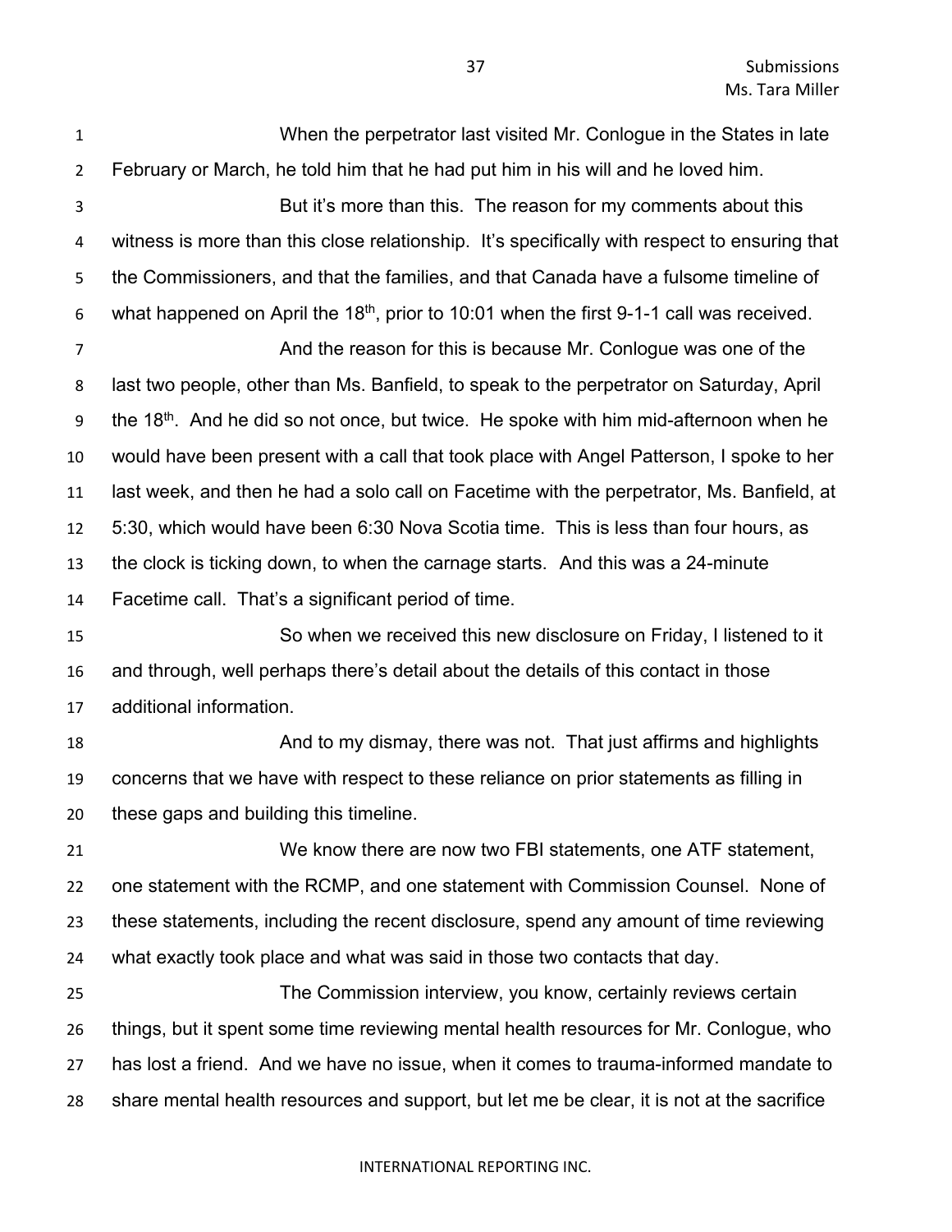When the perpetrator last visited Mr. Conlogue in the States in late February or March, he told him that he had put him in his will and he loved him.

But it's more than this. The reason for my comments about this witness is more than this close relationship. It's specifically with respect to ensuring that the Commissioners, and that the families, and that Canada have a fulsome timeline of what happened on April the 18th, prior to 10:01 when the first 9-1-1 call was received.

And the reason for this is because Mr. Conlogue was one of the last two people, other than Ms. Banfield, to speak to the perpetrator on Saturday, April the 18th. And he did so not once, but twice. He spoke with him mid-afternoon when he would have been present with a call that took place with Angel Patterson, I spoke to her last week, and then he had a solo call on Facetime with the perpetrator, Ms. Banfield, at 5:30, which would have been 6:30 Nova Scotia time. This is less than four hours, as the clock is ticking down, to when the carnage starts. And this was a 24-minute Facetime call. That's a significant period of time.

So when we received this new disclosure on Friday, I listened to it and through, well perhaps there's detail about the details of this contact in those additional information.

And to my dismay, there was not. That just affirms and highlights concerns that we have with respect to these reliance on prior statements as filling in these gaps and building this timeline.

We know there are now two FBI statements, one ATF statement, one statement with the RCMP, and one statement with Commission Counsel. None of these statements, including the recent disclosure, spend any amount of time reviewing what exactly took place and what was said in those two contacts that day.

The Commission interview, you know, certainly reviews certain things, but it spent some time reviewing mental health resources for Mr. Conlogue, who has lost a friend. And we have no issue, when it comes to trauma-informed mandate to share mental health resources and support, but let me be clear, it is not at the sacrifice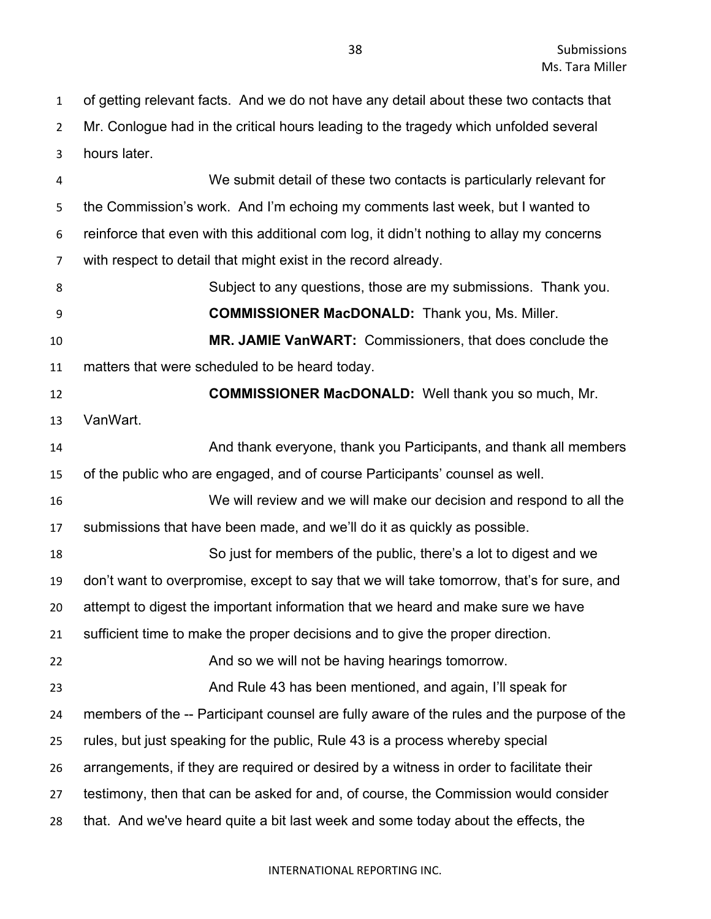of getting relevant facts. And we do not have any detail about these two contacts that Mr. Conlogue had in the critical hours leading to the tragedy which unfolded several hours later.

We submit detail of these two contacts is particularly relevant for the Commission's work. And I'm echoing my comments last week, but I wanted to reinforce that even with this additional com log, it didn't nothing to allay my concerns with respect to detail that might exist in the record already.

Subject to any questions, those are my submissions. Thank you.

**COMMISSIONER MacDONALD:** Thank you, Ms. Miller.

**MR. JAMIE VanWART:** Commissioners, that does conclude the matters that were scheduled to be heard today.

**COMMISSIONER MacDONALD:** Well thank you so much, Mr. VanWart.

And thank everyone, thank you Participants, and thank all members of the public who are engaged, and of course Participants' counsel as well.

We will review and we will make our decision and respond to all the submissions that have been made, and we'll do it as quickly as possible.

So just for members of the public, there's a lot to digest and we don't want to overpromise, except to say that we will take tomorrow, that's for sure, and attempt to digest the important information that we heard and make sure we have sufficient time to make the proper decisions and to give the proper direction.

And so we will not be having hearings tomorrow.

And Rule 43 has been mentioned, and again, I'll speak for members of the -- Participant counsel are fully aware of the rules and the purpose of the rules, but just speaking for the public, Rule 43 is a process whereby special arrangements, if they are required or desired by a witness in order to facilitate their testimony, then that can be asked for and, of course, the Commission would consider that. And we've heard quite a bit last week and some today about the effects, the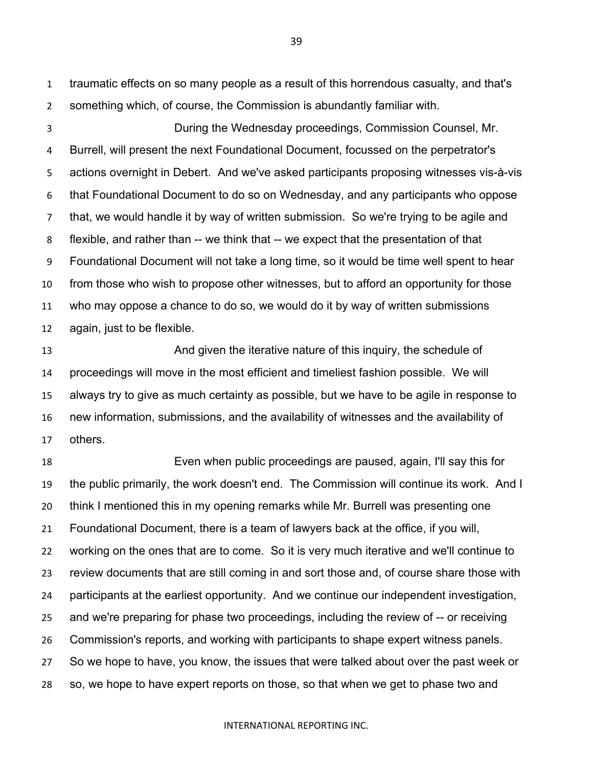traumatic effects on so many people as a result of this horrendous casualty, and that's something which, of course, the Commission is abundantly familiar with.

During the Wednesday proceedings, Commission Counsel, Mr. Burrell, will present the next Foundational Document, focussed on the perpetrator's actions overnight in Debert. And we've asked participants proposing witnesses vis-à-vis that Foundational Document to do so on Wednesday, and any participants who oppose that, we would handle it by way of written submission. So we're trying to be agile and flexible, and rather than -- we think that -- we expect that the presentation of that Foundational Document will not take a long time, so it would be time well spent to hear from those who wish to propose other witnesses, but to afford an opportunity for those who may oppose a chance to do so, we would do it by way of written submissions again, just to be flexible.

And given the iterative nature of this inquiry, the schedule of proceedings will move in the most efficient and timeliest fashion possible. We will always try to give as much certainty as possible, but we have to be agile in response to new information, submissions, and the availability of witnesses and the availability of others.

Even when public proceedings are paused, again, I'll say this for the public primarily, the work doesn't end. The Commission will continue its work. And I think I mentioned this in my opening remarks while Mr. Burrell was presenting one Foundational Document, there is a team of lawyers back at the office, if you will, working on the ones that are to come. So it is very much iterative and we'll continue to review documents that are still coming in and sort those and, of course share those with participants at the earliest opportunity. And we continue our independent investigation, and we're preparing for phase two proceedings, including the review of -- or receiving Commission's reports, and working with participants to shape expert witness panels. So we hope to have, you know, the issues that were talked about over the past week or so, we hope to have expert reports on those, so that when we get to phase two and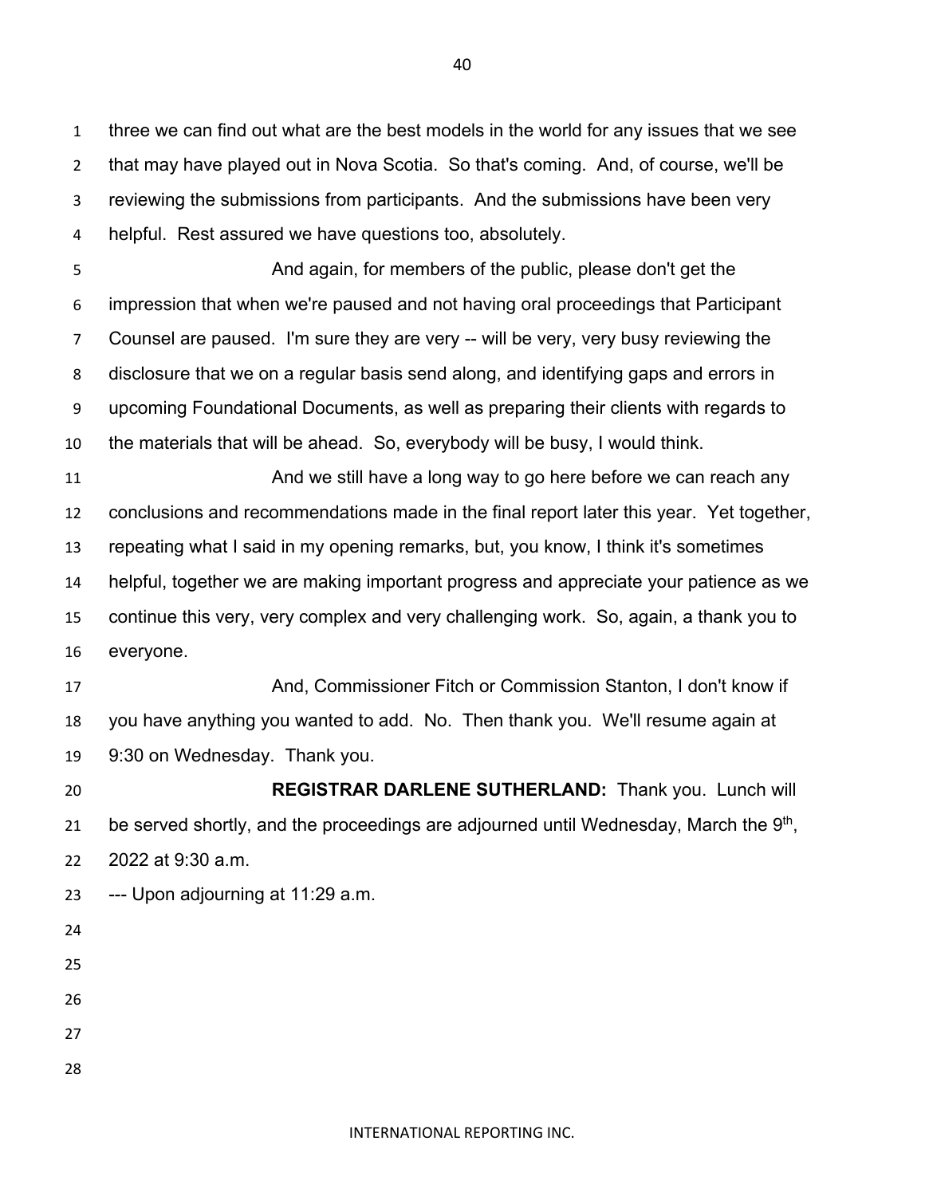three we can find out what are the best models in the world for any issues that we see that may have played out in Nova Scotia. So that's coming. And, of course, we'll be reviewing the submissions from participants. And the submissions have been very helpful. Rest assured we have questions too, absolutely.

And again, for members of the public, please don't get the impression that when we're paused and not having oral proceedings that Participant Counsel are paused. I'm sure they are very -- will be very, very busy reviewing the disclosure that we on a regular basis send along, and identifying gaps and errors in upcoming Foundational Documents, as well as preparing their clients with regards to the materials that will be ahead. So, everybody will be busy, I would think.

And we still have a long way to go here before we can reach any conclusions and recommendations made in the final report later this year. Yet together, repeating what I said in my opening remarks, but, you know, I think it's sometimes helpful, together we are making important progress and appreciate your patience as we continue this very, very complex and very challenging work. So, again, a thank you to everyone.

And, Commissioner Fitch or Commission Stanton, I don't know if you have anything you wanted to add. No. Then thank you. We'll resume again at 9:30 on Wednesday. Thank you.

**REGISTRAR DARLENE SUTHERLAND:** Thank you. Lunch will be served shortly, and the proceedings are adjourned until Wednesday, March the 9th, 2022 at 9:30 a.m.

--- Upon adjourning at 11:29 a.m.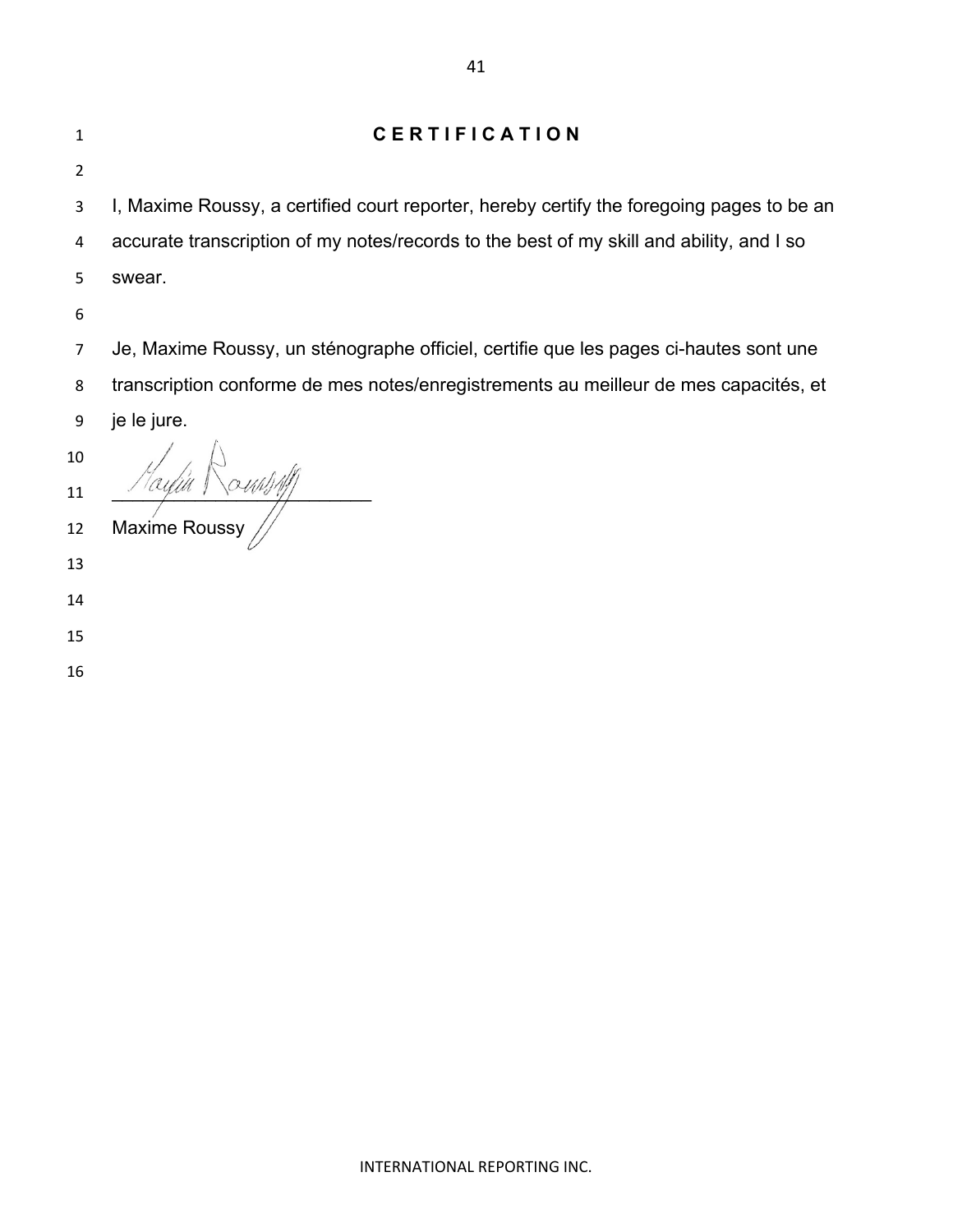**C E R T I F I C A T I O N**

I, Maxime Roussy, a certified court reporter, hereby certify the foregoing pages to be an accurate transcription of my notes/records to the best of my skill and ability, and I so swear.

Je, Maxime Roussy, un sténographe officiel, certifie que les pages ci-hautes sont une transcription conforme de mes notes/enregistrements au meilleur de mes capacités, et je le jure.

\_\_\_\_\_\_\_\_\_\_\_\_\_\_\_\_\_\_\_\_\_\_\_\_\_\_

Maxime Roussy